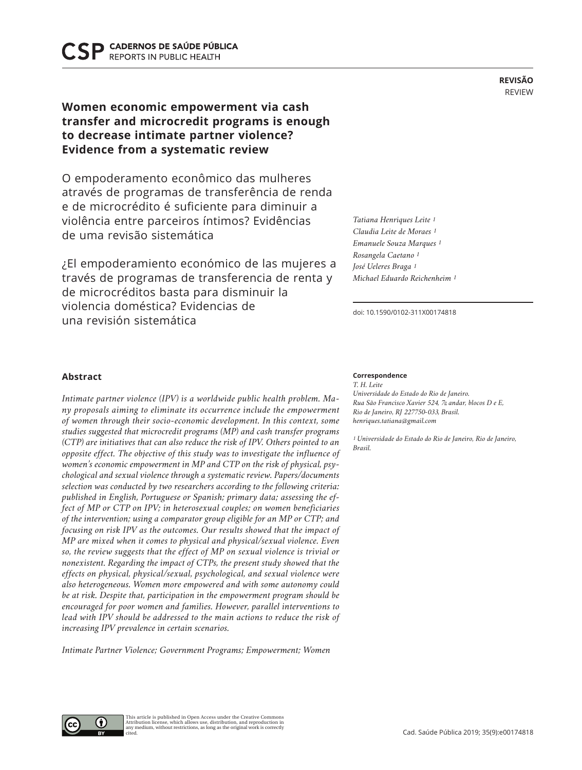REVISÃO
REVIEW

# Women economic empowerment via cash transfer and microcredit programs is enough to decrease intimate partner violence? Evidence from a systematic review

O empoderamento econômico das mulheres através de programas de transferência de renda e de microcrédito é suficiente para diminuir a violência entre parceiros íntimos? Evidências de uma revisão sistemática

¿El empoderamiento económico de las mujeres a través de programas de transferencia de renta y de microcréditos basta para disminuir la violencia doméstica? Evidencias de una revisión sistemática

*Tatiana Henriques Leite [1]*
*Claudia Leite de Moraes [1]*
*Emanuele Souza Marques [1]*
*Rosangela Caetano [1]*
*José Ueleres Braga [1]*
*Michael Eduardo Reichenheim [1]*

doi: 10.1590/0102-311X00174818

## Abstract

*Intimate partner violence (IPV) is a worldwide public health problem. Many proposals aiming to eliminate its occurrence include the empowerment of women through their socio-economic development. In this context, some studies suggested that microcredit programs (MP) and cash transfer programs (CTP) are initiatives that can also reduce the risk of IPV. Others pointed to an opposite effect. The objective of this study was to investigate the influence of women's economic empowerment in MP and CTP on the risk of physical, psychological and sexual violence through a systematic review. Papers/documents selection was conducted by two researchers according to the following criteria: published in English, Portuguese or Spanish; primary data; assessing the effect of MP or CTP on IPV; in heterosexual couples; on women beneficiaries of the intervention; using a comparator group eligible for an MP or CTP; and focusing on risk IPV as the outcomes. Our results showed that the impact of MP are mixed when it comes to physical and physical/sexual violence. Even so, the review suggests that the effect of MP on sexual violence is trivial or nonexistent. Regarding the impact of CTPs, the present study showed that the effects on physical, physical/sexual, psychological, and sexual violence were also heterogeneous. Women more empowered and with some autonomy could be at risk. Despite that, participation in the empowerment program should be encouraged for poor women and families. However, parallel interventions to lead with IPV should be addressed to the main actions to reduce the risk of increasing IPV prevalence in certain scenarios.*

*Intimate Partner Violence; Government Programs; Empowerment; Women*

**Correspondence**
*T. H. Leite*
*Universidade do Estado do Rio de Janeiro.*
*Rua São Francisco Xavier 524, 7º andar, blocos D e E, Rio de Janeiro, RJ 227750-033, Brasil.*
*henriques.tatiana@gmail.com*

*[1] Universidade do Estado do Rio de Janeiro, Rio de Janeiro, Brasil.*

This article is published in Open Access under the Creative Commons Attribution license, which allows use, distribution, and reproduction in any medium, without restrictions, as long as the original work is correctly cited.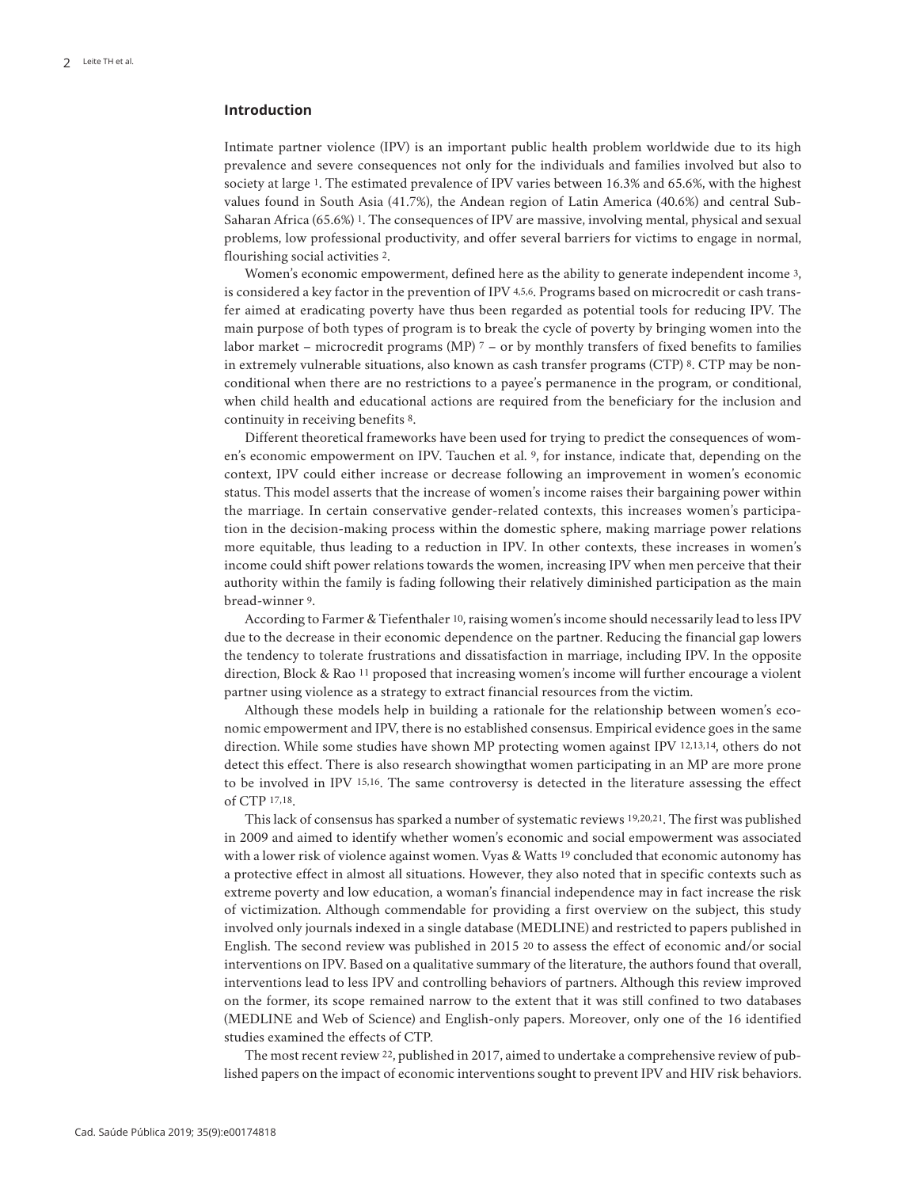## Introduction

Intimate partner violence (IPV) is an important public health problem worldwide due to its high prevalence and severe consequences not only for the individuals and families involved but also to society at large [1]. The estimated prevalence of IPV varies between 16.3% and 65.6%, with the highest values found in South Asia (41.7%), the Andean region of Latin America (40.6%) and central Sub-Saharan Africa (65.6%) [1]. The consequences of IPV are massive, involving mental, physical and sexual problems, low professional productivity, and offer several barriers for victims to engage in normal, flourishing social activities [2].

Women's economic empowerment, defined here as the ability to generate independent income [3], is considered a key factor in the prevention of IPV [4,5,6]. Programs based on microcredit or cash transfer aimed at eradicating poverty have thus been regarded as potential tools for reducing IPV. The main purpose of both types of program is to break the cycle of poverty by bringing women into the labor market – microcredit programs (MP) [7] – or by monthly transfers of fixed benefits to families in extremely vulnerable situations, also known as cash transfer programs (CTP) [8]. CTP may be non-conditional when there are no restrictions to a payee's permanence in the program, or conditional, when child health and educational actions are required from the beneficiary for the inclusion and continuity in receiving benefits [8].

Different theoretical frameworks have been used for trying to predict the consequences of women's economic empowerment on IPV. Tauchen et al. [9], for instance, indicate that, depending on the context, IPV could either increase or decrease following an improvement in women's economic status. This model asserts that the increase of women's income raises their bargaining power within the marriage. In certain conservative gender-related contexts, this increases women's participation in the decision-making process within the domestic sphere, making marriage power relations more equitable, thus leading to a reduction in IPV. In other contexts, these increases in women's income could shift power relations towards the women, increasing IPV when men perceive that their authority within the family is fading following their relatively diminished participation as the main bread-winner [9].

According to Farmer & Tiefenthaler [10], raising women's income should necessarily lead to less IPV due to the decrease in their economic dependence on the partner. Reducing the financial gap lowers the tendency to tolerate frustrations and dissatisfaction in marriage, including IPV. In the opposite direction, Block & Rao [11] proposed that increasing women's income will further encourage a violent partner using violence as a strategy to extract financial resources from the victim.

Although these models help in building a rationale for the relationship between women's economic empowerment and IPV, there is no established consensus. Empirical evidence goes in the same direction. While some studies have shown MP protecting women against IPV [12,13,14], others do not detect this effect. There is also research showingthat women participating in an MP are more prone to be involved in IPV [15,16]. The same controversy is detected in the literature assessing the effect of CTP [17,18].

This lack of consensus has sparked a number of systematic reviews [19,20,21]. The first was published in 2009 and aimed to identify whether women's economic and social empowerment was associated with a lower risk of violence against women. Vyas & Watts [19] concluded that economic autonomy has a protective effect in almost all situations. However, they also noted that in specific contexts such as extreme poverty and low education, a woman's financial independence may in fact increase the risk of victimization. Although commendable for providing a first overview on the subject, this study involved only journals indexed in a single database (MEDLINE) and restricted to papers published in English. The second review was published in 2015 [20] to assess the effect of economic and/or social interventions on IPV. Based on a qualitative summary of the literature, the authors found that overall, interventions lead to less IPV and controlling behaviors of partners. Although this review improved on the former, its scope remained narrow to the extent that it was still confined to two databases (MEDLINE and Web of Science) and English-only papers. Moreover, only one of the 16 identified studies examined the effects of CTP.

The most recent review [22], published in 2017, aimed to undertake a comprehensive review of published papers on the impact of economic interventions sought to prevent IPV and HIV risk behaviors.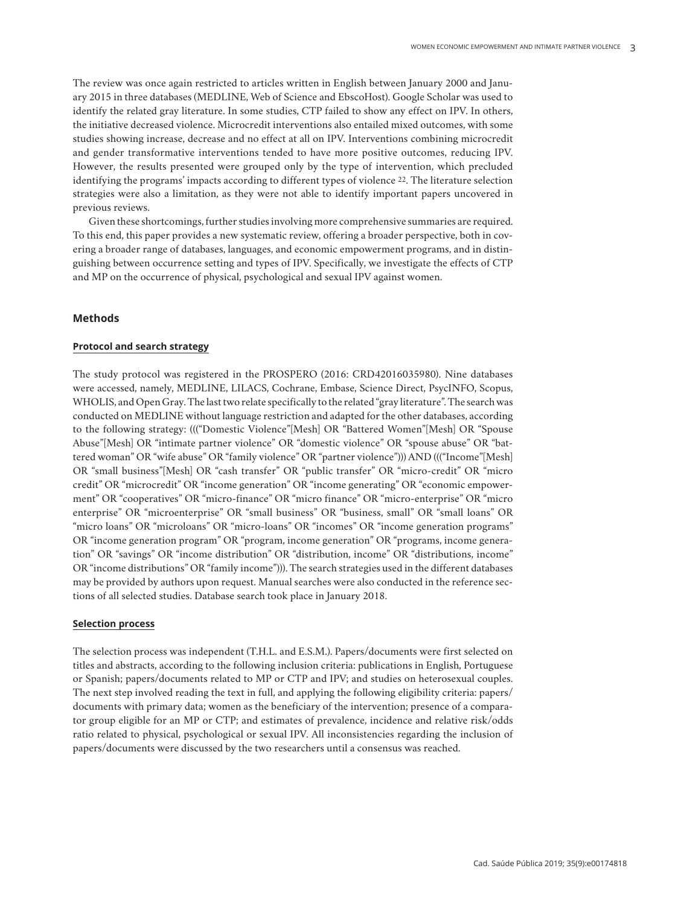The review was once again restricted to articles written in English between January 2000 and January 2015 in three databases (MEDLINE, Web of Science and EbscoHost). Google Scholar was used to identify the related gray literature. In some studies, CTP failed to show any effect on IPV. In others, the initiative decreased violence. Microcredit interventions also entailed mixed outcomes, with some studies showing increase, decrease and no effect at all on IPV. Interventions combining microcredit and gender transformative interventions tended to have more positive outcomes, reducing IPV. However, the results presented were grouped only by the type of intervention, which precluded identifying the programs' impacts according to different types of violence [22]. The literature selection strategies were also a limitation, as they were not able to identify important papers uncovered in previous reviews.

Given these shortcomings, further studies involving more comprehensive summaries are required. To this end, this paper provides a new systematic review, offering a broader perspective, both in covering a broader range of databases, languages, and economic empowerment programs, and in distinguishing between occurrence setting and types of IPV. Specifically, we investigate the effects of CTP and MP on the occurrence of physical, psychological and sexual IPV against women.

## Methods

### Protocol and search strategy

The study protocol was registered in the PROSPERO (2016: CRD42016035980). Nine databases were accessed, namely, MEDLINE, LILACS, Cochrane, Embase, Science Direct, PsycINFO, Scopus, WHOLIS, and Open Gray. The last two relate specifically to the related "gray literature". The search was conducted on MEDLINE without language restriction and adapted for the other databases, according to the following strategy: ((("Domestic Violence"[Mesh] OR "Battered Women"[Mesh] OR "Spouse Abuse"[Mesh] OR "intimate partner violence" OR "domestic violence" OR "spouse abuse" OR "battered woman" OR "wife abuse" OR "family violence" OR "partner violence"))) AND ((("Income"[Mesh] OR "small business"[Mesh] OR "cash transfer" OR "public transfer" OR "micro-credit" OR "micro credit" OR "microcredit" OR "income generation" OR "income generating" OR "economic empowerment" OR "cooperatives" OR "micro-finance" OR "micro finance" OR "micro-enterprise" OR "micro enterprise" OR "microenterprise" OR "small business" OR "business, small" OR "small loans" OR "micro loans" OR "microloans" OR "micro-loans" OR "incomes" OR "income generation programs" OR "income generation program" OR "program, income generation" OR "programs, income generation" OR "savings" OR "income distribution" OR "distribution, income" OR "distributions, income" OR "income distributions" OR "family income"))). The search strategies used in the different databases may be provided by authors upon request. Manual searches were also conducted in the reference sections of all selected studies. Database search took place in January 2018.

### Selection process

The selection process was independent (T.H.L. and E.S.M.). Papers/documents were first selected on titles and abstracts, according to the following inclusion criteria: publications in English, Portuguese or Spanish; papers/documents related to MP or CTP and IPV; and studies on heterosexual couples. The next step involved reading the text in full, and applying the following eligibility criteria: papers/documents with primary data; women as the beneficiary of the intervention; presence of a comparator group eligible for an MP or CTP; and estimates of prevalence, incidence and relative risk/odds ratio related to physical, psychological or sexual IPV. All inconsistencies regarding the inclusion of papers/documents were discussed by the two researchers until a consensus was reached.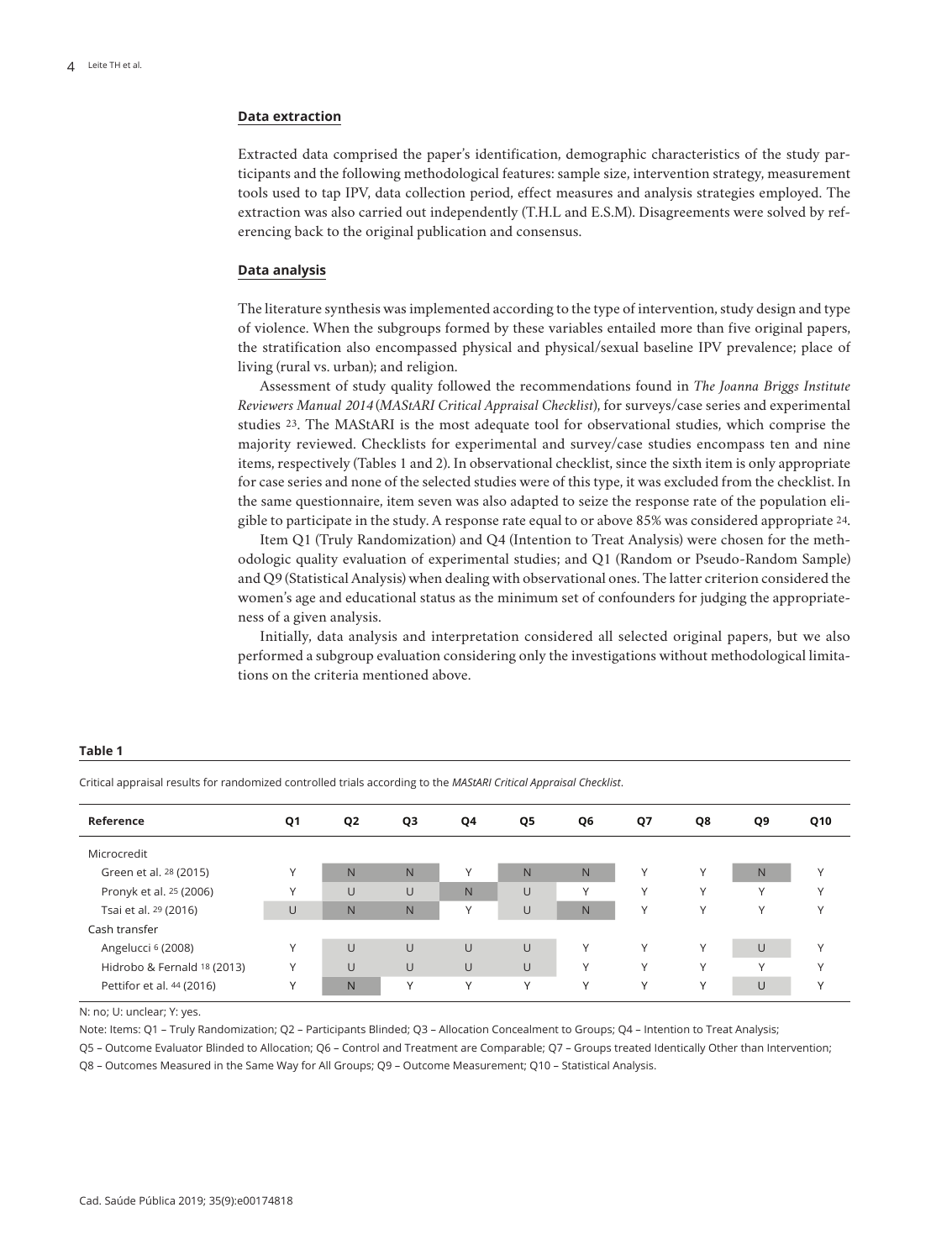### Data extraction

Extracted data comprised the paper's identification, demographic characteristics of the study participants and the following methodological features: sample size, intervention strategy, measurement tools used to tap IPV, data collection period, effect measures and analysis strategies employed. The extraction was also carried out independently (T.H.L and E.S.M). Disagreements were solved by referencing back to the original publication and consensus.

### Data analysis

The literature synthesis was implemented according to the type of intervention, study design and type of violence. When the subgroups formed by these variables entailed more than five original papers, the stratification also encompassed physical and physical/sexual baseline IPV prevalence; place of living (rural vs. urban); and religion.

Assessment of study quality followed the recommendations found in *The Joanna Briggs Institute Reviewers Manual 2014* (*MAStARI Critical Appraisal Checklist*), for surveys/case series and experimental studies [23]. The MAStARI is the most adequate tool for observational studies, which comprise the majority reviewed. Checklists for experimental and survey/case studies encompass ten and nine items, respectively (Tables 1 and 2). In observational checklist, since the sixth item is only appropriate for case series and none of the selected studies were of this type, it was excluded from the checklist. In the same questionnaire, item seven was also adapted to seize the response rate of the population eligible to participate in the study. A response rate equal to or above 85% was considered appropriate [24].

Item Q1 (Truly Randomization) and Q4 (Intention to Treat Analysis) were chosen for the methodologic quality evaluation of experimental studies; and Q1 (Random or Pseudo-Random Sample) and Q9 (Statistical Analysis) when dealing with observational ones. The latter criterion considered the women's age and educational status as the minimum set of confounders for judging the appropriateness of a given analysis.

Initially, data analysis and interpretation considered all selected original papers, but we also performed a subgroup evaluation considering only the investigations without methodological limitations on the criteria mentioned above.

**Table 1**

Critical appraisal results for randomized controlled trials according to the *MAStARI Critical Appraisal Checklist*.

| Reference | Q1 | Q2 | Q3 | Q4 | Q5 | Q6 | Q7 | Q8 | Q9 | Q10 |
|---|---|---|---|---|---|---|---|---|---|---|
| Microcredit | | | | | | | | | | |
| Green et al. [28] (2015) | Y | N | N | Y | N | N | Y | Y | N | Y |
| Pronyk et al. [25] (2006) | Y | U | U | N | U | Y | Y | Y | Y | Y |
| Tsai et al. [29] (2016) | U | N | N | Y | U | N | Y | Y | Y | Y |
| Cash transfer | | | | | | | | | | |
| Angelucci [6] (2008) | Y | U | U | U | U | Y | Y | Y | U | Y |
| Hidrobo & Fernald [18] (2013) | Y | U | U | U | U | Y | Y | Y | Y | Y |
| Pettifor et al. [44] (2016) | Y | N | Y | Y | Y | Y | Y | Y | U | Y |

N: no; U: unclear; Y: yes.

Note: Items: Q1 – Truly Randomization; Q2 – Participants Blinded; Q3 – Allocation Concealment to Groups; Q4 – Intention to Treat Analysis; Q5 – Outcome Evaluator Blinded to Allocation; Q6 – Control and Treatment are Comparable; Q7 – Groups treated Identically Other than Intervention; Q8 – Outcomes Measured in the Same Way for All Groups; Q9 – Outcome Measurement; Q10 – Statistical Analysis.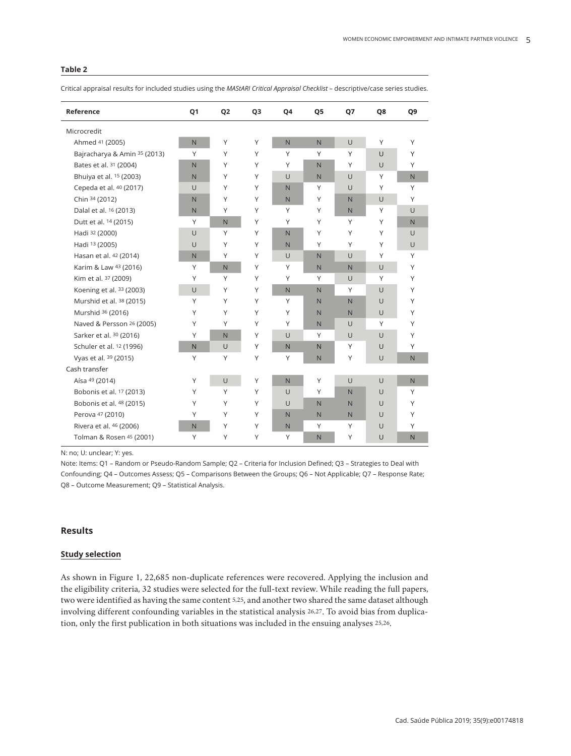**Table 2**

Critical appraisal results for included studies using the *MAStARI Critical Appraisal Checklist* – descriptive/case series studies.

| Reference | Q1 | Q2 | Q3 | Q4 | Q5 | Q7 | Q8 | Q9 |
|---|---|---|---|---|---|---|---|---|
| Microcredit | | | | | | | | |
| Ahmed [41] (2005) | N | Y | Y | N | N | U | Y | Y |
| Bajracharya & Amin [35] (2013) | Y | Y | Y | Y | Y | Y | U | Y |
| Bates et al. [31] (2004) | N | Y | Y | Y | N | Y | U | Y |
| Bhuiya et al. [15] (2003) | N | Y | Y | U | N | U | Y | N |
| Cepeda et al. [40] (2017) | U | Y | Y | N | Y | U | Y | Y |
| Chin [34] (2012) | N | Y | Y | N | Y | N | U | Y |
| Dalal et al. [16] (2013) | N | Y | Y | Y | Y | N | Y | U |
| Dutt et al. [14] (2015) | Y | N | Y | Y | Y | Y | Y | N |
| Hadi [32] (2000) | U | Y | Y | N | Y | Y | Y | U |
| Hadi [13] (2005) | U | Y | Y | N | Y | Y | Y | U |
| Hasan et al. [42] (2014) | N | Y | Y | U | N | U | Y | Y |
| Karim & Law [43] (2016) | Y | N | Y | Y | N | N | U | Y |
| Kim et al. [37] (2009) | Y | Y | Y | Y | Y | U | Y | Y |
| Koening et al. [33] (2003) | U | Y | Y | N | N | Y | U | Y |
| Murshid et al. [38] (2015) | Y | Y | Y | Y | N | N | U | Y |
| Murshid [36] (2016) | Y | Y | Y | Y | N | N | U | Y |
| Naved & Persson [26] (2005) | Y | Y | Y | Y | N | U | Y | Y |
| Sarker et al. [30] (2016) | Y | N | Y | U | Y | U | U | Y |
| Schuler et al. [12] (1996) | N | U | Y | N | N | Y | U | Y |
| Vyas et al. [39] (2015) | Y | Y | Y | Y | N | Y | U | N |
| Cash transfer | | | | | | | | |
| Aísa [49] (2014) | Y | U | Y | N | Y | U | U | N |
| Bobonis et al. [17] (2013) | Y | Y | Y | U | Y | N | U | Y |
| Bobonis et al. [48] (2015) | Y | Y | Y | U | N | N | U | Y |
| Perova [47] (2010) | Y | Y | Y | N | N | N | U | Y |
| Rivera et al. [46] (2006) | N | Y | Y | N | Y | Y | U | Y |
| Tolman & Rosen [45] (2001) | Y | Y | Y | Y | N | Y | U | N |

N: no; U: unclear; Y: yes.

Note: Items: Q1 – Random or Pseudo-Random Sample; Q2 – Criteria for Inclusion Defined; Q3 – Strategies to Deal with Confounding; Q4 – Outcomes Assess; Q5 – Comparisons Between the Groups; Q6 – Not Applicable; Q7 – Response Rate; Q8 – Outcome Measurement; Q9 – Statistical Analysis.

## Results

### Study selection

As shown in Figure 1, 22,685 non-duplicate references were recovered. Applying the inclusion and the eligibility criteria, 32 studies were selected for the full-text review. While reading the full papers, two were identified as having the same content [5,25], and another two shared the same dataset although involving different confounding variables in the statistical analysis [26,27]. To avoid bias from duplication, only the first publication in both situations was included in the ensuing analyses [25,26].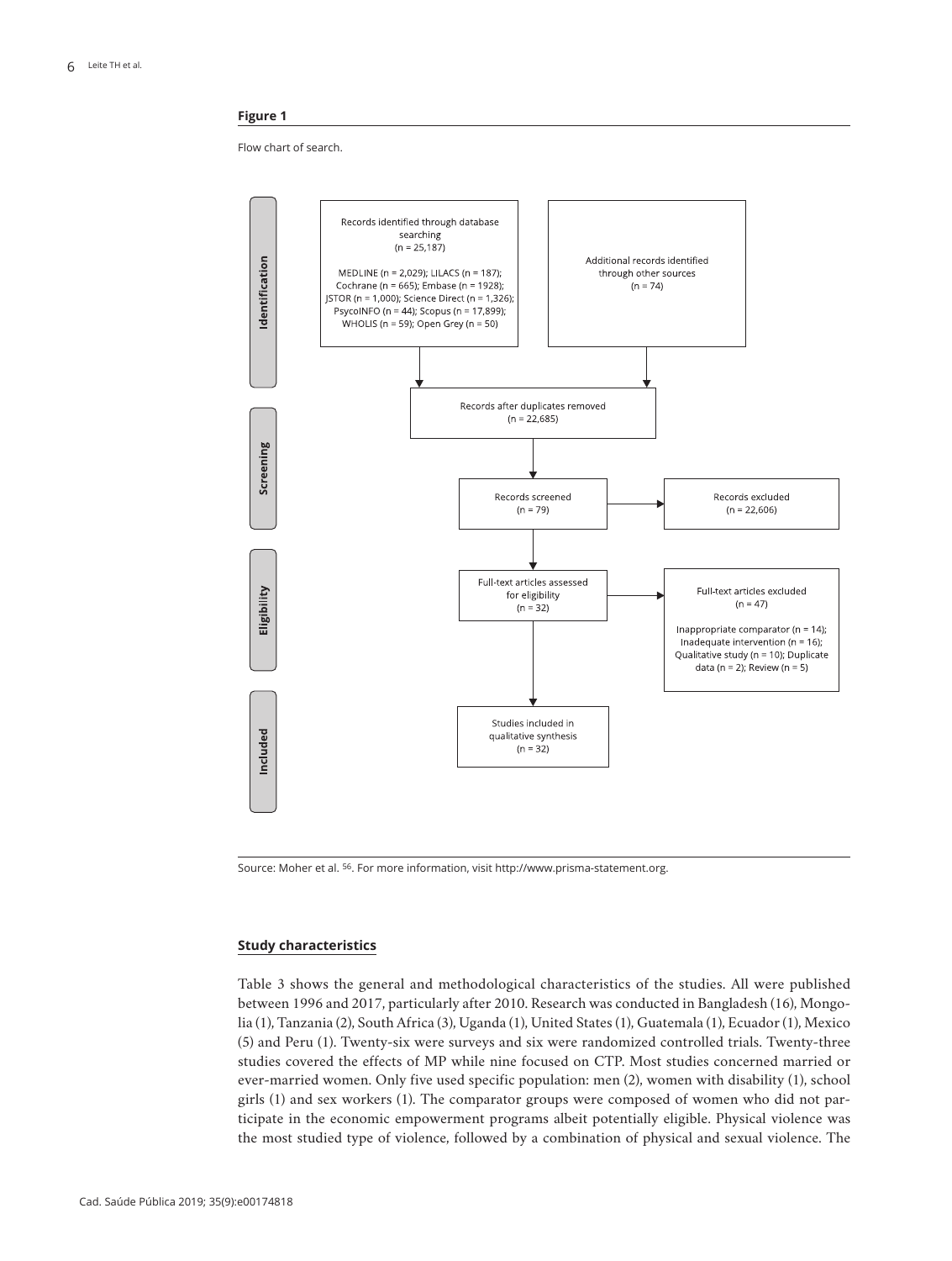**Figure 1**

Flow chart of search.

**Identification**

Records identified through database searching (n = 25,187)

MEDLINE (n = 2,029); LILACS (n = 187); Cochrane (n = 665); Embase (n = 1928); JSTOR (n = 1,000); Science Direct (n = 1,326); PsycoINFO (n = 44); Scopus (n = 17,899); WHOLIS (n = 59); Open Grey (n = 50)

Additional records identified through other sources (n = 74)

Records after duplicates removed (n = 22,685)

**Screening**

Records screened (n = 79)

Records excluded (n = 22,606)

**Eligibility**

Full-text articles assessed for eligibility (n = 32)

Full-text articles excluded (n = 47)

Inappropriate comparator (n = 14); Inadequate intervention (n = 16); Qualitative study (n = 10); Duplicate data (n = 2); Review (n = 5)

**Included**

Studies included in qualitative synthesis (n = 32)

Source: Moher et al. [56]. For more information, visit http://www.prisma-statement.org.

## Study characteristics

Table 3 shows the general and methodological characteristics of the studies. All were published between 1996 and 2017, particularly after 2010. Research was conducted in Bangladesh (16), Mongolia (1), Tanzania (2), South Africa (3), Uganda (1), United States (1), Guatemala (1), Ecuador (1), Mexico (5) and Peru (1). Twenty-six were surveys and six were randomized controlled trials. Twenty-three studies covered the effects of MP while nine focused on CTP. Most studies concerned married or ever-married women. Only five used specific population: men (2), women with disability (1), school girls (1) and sex workers (1). The comparator groups were composed of women who did not participate in the economic empowerment programs albeit potentially eligible. Physical violence was the most studied type of violence, followed by a combination of physical and sexual violence. The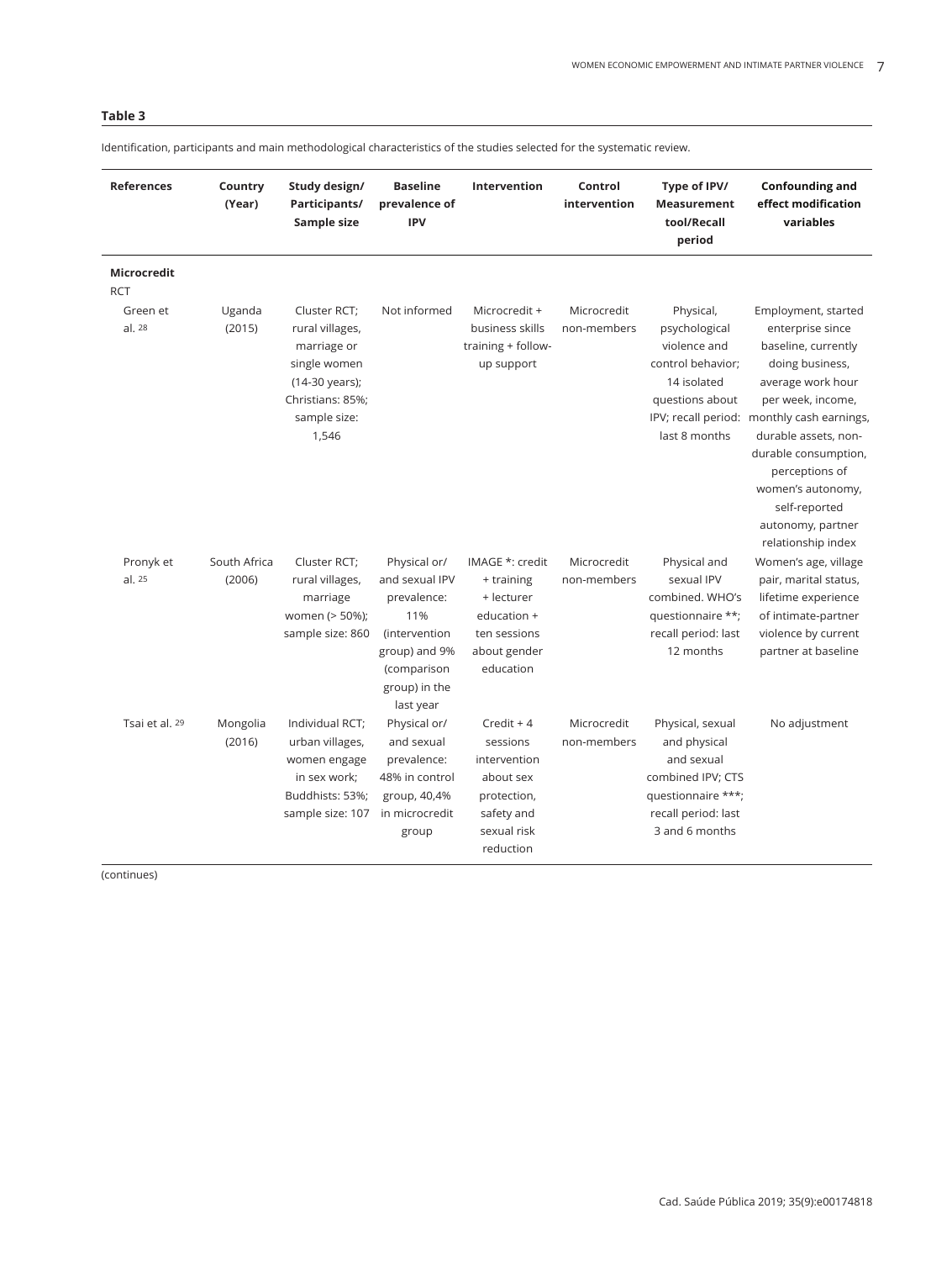**Table 3**

Identification, participants and main methodological characteristics of the studies selected for the systematic review.

| References | Country (Year) | Study design/ Participants/ Sample size | Baseline prevalence of IPV | Intervention | Control intervention | Type of IPV/ Measurement tool/Recall period | Confounding and effect modification variables |
|---|---|---|---|---|---|---|---|
| **Microcredit** | | | | | | | |
| RCT | | | | | | | |
| Green et al. [28] | Uganda (2015) | Cluster RCT; rural villages, marriage or single women (14-30 years); Christians: 85%; sample size: 1,546 | Not informed | Microcredit + business skills training + follow-up support | Microcredit non-members | Physical, psychological violence and control behavior; 14 isolated questions about IPV; recall period: last 8 months | Employment, started enterprise since baseline, currently doing business, average work hour per week, income, monthly cash earnings, durable assets, non-durable consumption, perceptions of women's autonomy, self-reported autonomy, partner relationship index |
| Pronyk et al. [25] | South Africa (2006) | Cluster RCT; rural villages, marriage women (> 50%); sample size: 860 | Physical or/ and sexual IPV prevalence: 11% (intervention group) and 9% (comparison group) in the last year | IMAGE *: credit + training + lecturer education + ten sessions about gender education | Microcredit non-members | Physical and sexual IPV combined. WHO's questionnaire **; recall period: last 12 months | Women's age, village pair, marital status, lifetime experience of intimate-partner violence by current partner at baseline |
| Tsai et al. [29] | Mongolia (2016) | Individual RCT; urban villages, women engage in sex work; Buddhists: 53%; sample size: 107 | Physical or/ and sexual prevalence: 48% in control group, 40,4% in microcredit group | Credit + 4 sessions intervention about sex protection, safety and sexual risk reduction | Microcredit non-members | Physical, sexual and physical and sexual combined IPV; CTS questionnaire ***; recall period: last 3 and 6 months | No adjustment |

(continues)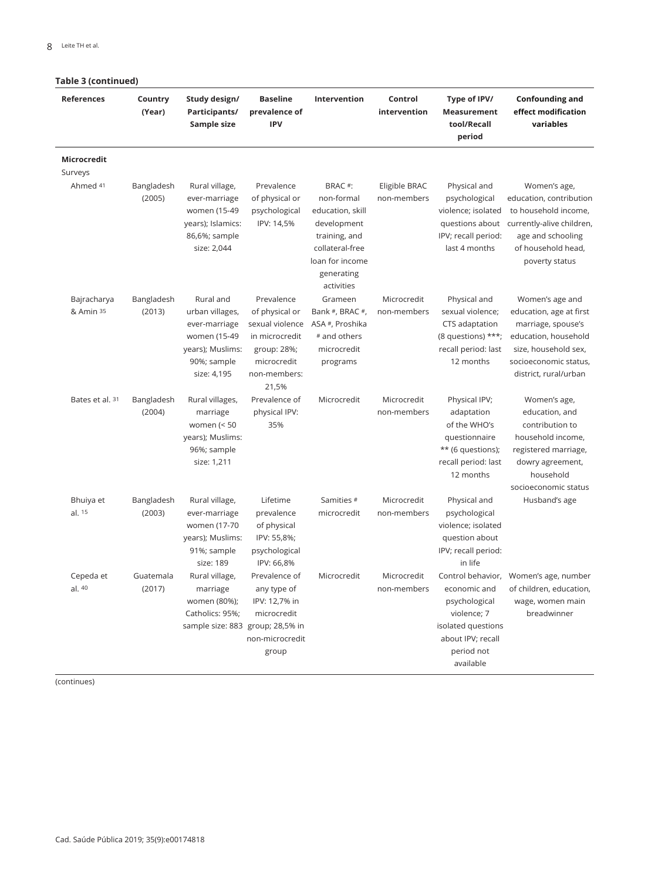**Table 3 (continued)**

| References | Country (Year) | Study design/ Participants/ Sample size | Baseline prevalence of IPV | Intervention | Control intervention | Type of IPV/ Measurement tool/Recall period | Confounding and effect modification variables |
|---|---|---|---|---|---|---|---|
| **Microcredit** | | | | | | | |
| Surveys | | | | | | | |
| Ahmed [41] | Bangladesh (2005) | Rural village, ever-marriage women (15-49 years); Islamics: 86,6%; sample size: 2,044 | Prevalence of physical or psychological IPV: 14,5% | BRAC #: non-formal education, skill development training, and collateral-free loan for income generating activities | Eligible BRAC non-members | Physical and psychological violence; isolated questions about IPV; recall period: last 4 months | Women's age, education, contribution to household income, currently-alive children, age and schooling of household head, poverty status |
| Bajracharya & Amin [35] | Bangladesh (2013) | Rural and urban villages, ever-marriage women (15-49 years); Muslims: 90%; sample size: 4,195 | Prevalence of physical or sexual violence in microcredit group: 28%; microcredit non-members: 21,5% | Grameen Bank #, BRAC #, ASA #, Proshika # and others microcredit programs | Microcredit non-members | Physical and sexual violence; CTS adaptation (8 questions) ***; recall period: last 12 months | Women's age and education, age at first marriage, spouse's education, household size, household sex, socioeconomic status, district, rural/urban |
| Bates et al. [31] | Bangladesh (2004) | Rural villages, marriage women (< 50 years); Muslims: 96%; sample size: 1,211 | Prevalence of physical IPV: 35% | Microcredit | Microcredit non-members | Physical IPV; adaptation of the WHO's questionnaire ** (6 questions); recall period: last 12 months | Women's age, education, and contribution to household income, registered marriage, dowry agreement, household socioeconomic status |
| Bhuiya et al. [15] | Bangladesh (2003) | Rural village, ever-marriage women (17-70 years); Muslims: 91%; sample size: 189 | Lifetime prevalence of physical IPV: 55,8%; psychological IPV: 66,8% | Samities # microcredit | Microcredit non-members | Physical and psychological violence; isolated question about IPV; recall period: in life | Husband's age |
| Cepeda et al. [40] | Guatemala (2017) | Rural village, marriage women (80%); Catholics: 95%; sample size: 883 | Prevalence of any type of IPV: 12,7% in microcredit group; 28,5% in non-microcredit group | Microcredit | Microcredit non-members | Control behavior, economic and psychological violence; 7 isolated questions about IPV; recall period not available | Women's age, number of children, education, wage, women main breadwinner |

(continues)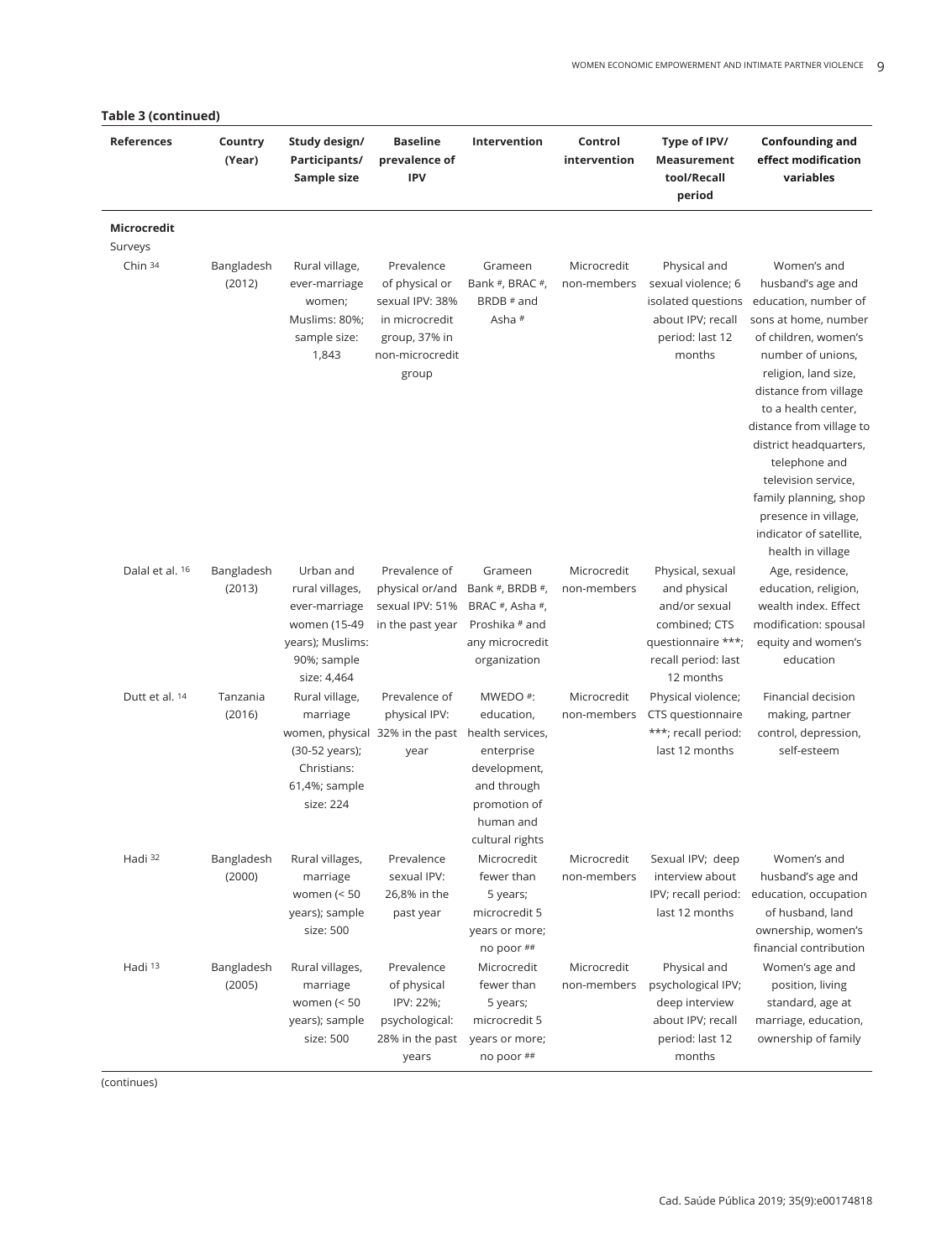**Table 3 (continued)**

| References | Country (Year) | Study design/ Participants/ Sample size | Baseline prevalence of IPV | Intervention | Control intervention | Type of IPV/ Measurement tool/Recall period | Confounding and effect modification variables |
|---|---|---|---|---|---|---|---|
| **Microcredit** | | | | | | | |
| Surveys | | | | | | | |
| Chin [34] | Bangladesh (2012) | Rural village, ever-marriage women; Muslims: 80%; sample size: 1,843 | Prevalence of physical or sexual IPV: 38% in microcredit group, 37% in non-microcredit group | Grameen Bank #, BRAC #, BRDB # and Asha # | Microcredit non-members | Physical and sexual violence; 6 isolated questions about IPV; recall period: last 12 months | Women's and husband's age and education, number of sons at home, number of children, women's number of unions, religion, land size, distance from village to a health center, distance from village to district headquarters, telephone and television service, family planning, shop presence in village, indicator of satellite, health in village |
| Dalal et al. [16] | Bangladesh (2013) | Urban and rural villages, ever-marriage women (15-49 years); Muslims: 90%; sample size: 4,464 | Prevalence of physical or/and sexual IPV: 51% in the past year | Grameen Bank #, BRDB #, BRAC #, Asha #, Proshika # and any microcredit organization | Microcredit non-members | Physical, sexual and physical and/or sexual combined; CTS questionnaire ***; recall period: last 12 months | Age, residence, education, religion, wealth index. Effect modification: spousal equity and women's education |
| Dutt et al. [14] | Tanzania (2016) | Rural village, marriage women, physical (30-52 years); Christians: 61,4%; sample size: 224 | Prevalence of physical IPV: 32% in the past year | MWEDO #: education, health services, enterprise development, and through promotion of human and cultural rights | Microcredit non-members | Physical violence; CTS questionnaire ***; recall period: last 12 months | Financial decision making, partner control, depression, self-esteem |
| Hadi [32] | Bangladesh (2000) | Rural villages, marriage women (< 50 years); sample size: 500 | Prevalence sexual IPV: 26,8% in the past year | Microcredit fewer than 5 years; microcredit 5 years or more; no poor ## | Microcredit non-members | Sexual IPV; deep interview about IPV; recall period: last 12 months | Women's and husband's age and education, occupation of husband, land ownership, women's financial contribution |
| Hadi [13] | Bangladesh (2005) | Rural villages, marriage women (< 50 years); sample size: 500 | Prevalence of physical IPV: 22%; psychological: 28% in the past years | Microcredit fewer than 5 years; microcredit 5 years or more; no poor ## | Microcredit non-members | Physical and psychological IPV; deep interview about IPV; recall period: last 12 months | Women's age and position, living standard, age at marriage, education, ownership of family |

(continues)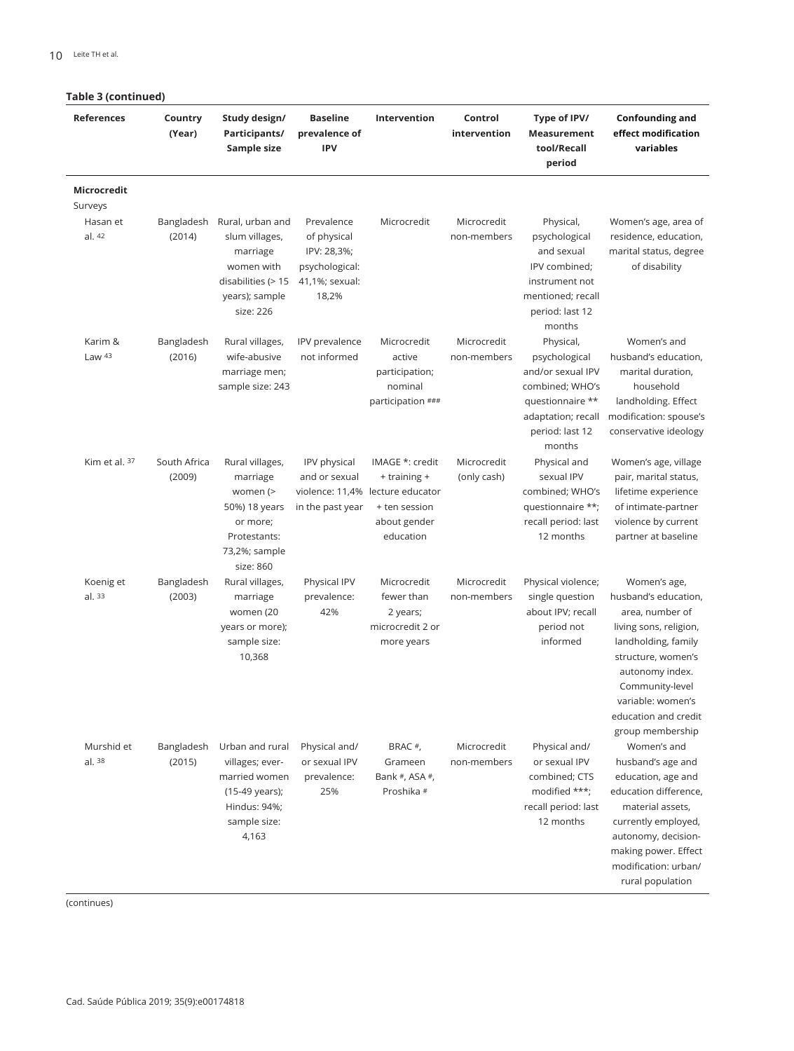**Table 3 (continued)**

| References | Country (Year) | Study design/ Participants/ Sample size | Baseline prevalence of IPV | Intervention | Control intervention | Type of IPV/ Measurement tool/Recall period | Confounding and effect modification variables |
|---|---|---|---|---|---|---|---|
| **Microcredit** | | | | | | | |
| Surveys | | | | | | | |
| Hasan et al. [42] | Bangladesh (2014) | Rural, urban and slum villages, marriage women with disabilities (> 15 years); sample size: 226 | Prevalence of physical IPV: 28,3%; psychological: 41,1%; sexual: 18,2% | Microcredit | Microcredit non-members | Physical, psychological and sexual IPV combined; instrument not mentioned; recall period: last 12 months | Women's age, area of residence, education, marital status, degree of disability |
| Karim & Law [43] | Bangladesh (2016) | Rural villages, wife-abusive marriage men; sample size: 243 | IPV prevalence not informed | Microcredit active participation; nominal participation ### | Microcredit non-members | Physical, psychological and/or sexual IPV combined; WHO's questionnaire ** adaptation; recall period: last 12 months | Women's and husband's education, marital duration, household landholding. Effect modification: spouse's conservative ideology |
| Kim et al. [37] | South Africa (2009) | Rural villages, marriage women (> 50%) 18 years or more; Protestants: 73,2%; sample size: 860 | IPV physical and or sexual violence: 11,4% in the past year | IMAGE *: credit + training + lecture educator + ten session about gender education | Microcredit (only cash) | Physical and sexual IPV combined; WHO's questionnaire **; recall period: last 12 months | Women's age, village pair, marital status, lifetime experience of intimate-partner violence by current partner at baseline |
| Koenig et al. [33] | Bangladesh (2003) | Rural villages, marriage women (20 years or more); sample size: 10,368 | Physical IPV prevalence: 42% | Microcredit fewer than 2 years; microcredit 2 or more years | Microcredit non-members | Physical violence; single question about IPV; recall period not informed | Women's age, husband's education, area, number of living sons, religion, landholding, family structure, women's autonomy index. Community-level variable: women's education and credit group membership |
| Murshid et al. [38] | Bangladesh (2015) | Urban and rural villages; ever-married women (15-49 years); Hindus: 94%; sample size: 4,163 | Physical and/ or sexual IPV prevalence: 25% | BRAC #, Grameen Bank #, ASA #, Proshika # | Microcredit non-members | Physical and/ or sexual IPV combined; CTS modified ***; recall period: last 12 months | Women's and husband's age and education, age and education difference, material assets, currently employed, autonomy, decision-making power. Effect modification: urban/ rural population |

(continues)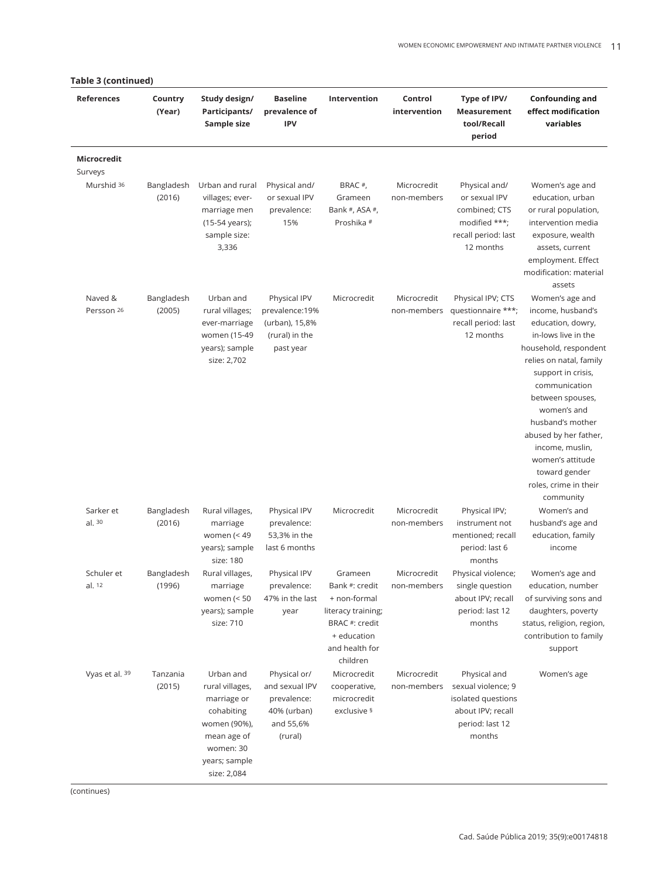**Table 3 (continued)**

| References | Country (Year) | Study design/ Participants/ Sample size | Baseline prevalence of IPV | Intervention | Control intervention | Type of IPV/ Measurement tool/Recall period | Confounding and effect modification variables |
|---|---|---|---|---|---|---|---|
| **Microcredit** | | | | | | | |
| Surveys | | | | | | | |
| Murshid [36] | Bangladesh (2016) | Urban and rural villages; ever-marriage men (15-54 years); sample size: 3,336 | Physical and/ or sexual IPV prevalence: 15% | BRAC #, Grameen Bank #, ASA #, Proshika # | Microcredit non-members | Physical and/ or sexual IPV combined; CTS modified ***; recall period: last 12 months | Women's age and education, urban or rural population, intervention media exposure, wealth assets, current employment. Effect modification: material assets |
| Naved & Persson [26] | Bangladesh (2005) | Urban and rural villages; ever-marriage women (15-49 years); sample size: 2,702 | Physical IPV prevalence:19% (urban), 15,8% (rural) in the past year | Microcredit | Microcredit non-members | Physical IPV; CTS questionnaire ***; recall period: last 12 months | Women's age and income, husband's education, dowry, in-lows live in the household, respondent relies on natal, family support in crisis, communication between spouses, women's and husband's mother abused by her father, income, muslin, women's attitude toward gender roles, crime in their community |
| Sarker et al. [30] | Bangladesh (2016) | Rural villages, marriage women (< 49 years); sample size: 180 | Physical IPV prevalence: 53,3% in the last 6 months | Microcredit | Microcredit non-members | Physical IPV; instrument not mentioned; recall period: last 6 months | Women's and husband's age and education, family income |
| Schuler et al. [12] | Bangladesh (1996) | Rural villages, marriage women (< 50 years); sample size: 710 | Physical IPV prevalence: 47% in the last year | Grameen Bank #: credit + non-formal literacy training; BRAC #: credit + education and health for children | Microcredit non-members | Physical violence; single question about IPV; recall period: last 12 months | Women's age and education, number of surviving sons and daughters, poverty status, religion, region, contribution to family support |
| Vyas et al. [39] | Tanzania (2015) | Urban and rural villages, marriage or cohabiting women (90%), mean age of women: 30 years; sample size: 2,084 | Physical or/ and sexual IPV prevalence: 40% (urban) and 55,6% (rural) | Microcredit cooperative, microcredit exclusive § | Microcredit non-members | Physical and sexual violence; 9 isolated questions about IPV; recall period: last 12 months | Women's age |

(continues)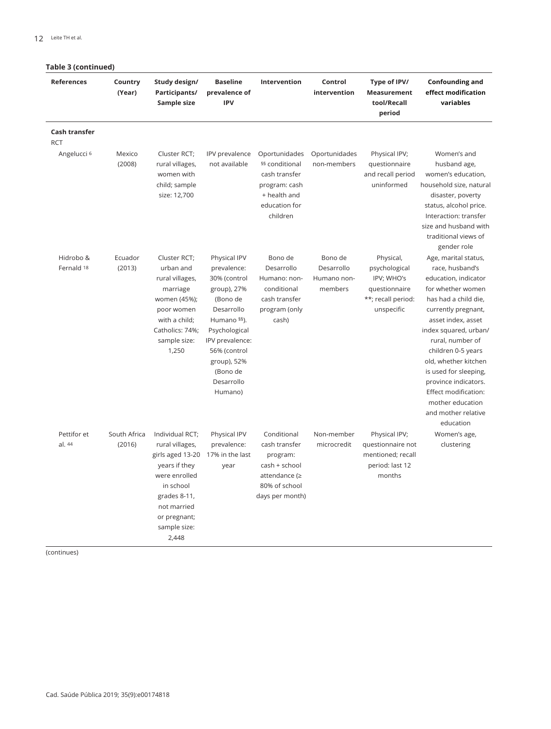**Table 3 (continued)**

| References | Country (Year) | Study design/ Participants/ Sample size | Baseline prevalence of IPV | Intervention | Control intervention | Type of IPV/ Measurement tool/Recall period | Confounding and effect modification variables |
|---|---|---|---|---|---|---|---|
| **Cash transfer** | | | | | | | |
| RCT | | | | | | | |
| Angelucci [6] | Mexico (2008) | Cluster RCT; rural villages, women with child; sample size: 12,700 | IPV prevalence not available | Oportunidades [§§] conditional cash transfer program: cash + health and education for children | Oportunidades non-members | Physical IPV; questionnaire and recall period uninformed | Women's and husband age, women's education, household size, natural disaster, poverty status, alcohol price. Interaction: transfer size and husband with traditional views of gender role |
| Hidrobo & Fernald [18] | Ecuador (2013) | Cluster RCT; urban and rural villages, marriage women (45%); poor women with a child; Catholics: 74%; sample size: 1,250 | Physical IPV prevalence: 30% (control group), 27% (Bono de Desarrollo Humano [§§]). Psychological IPV prevalence: 56% (control group), 52% (Bono de Desarrollo Humano) | Bono de Desarrollo Humano: non-conditional cash transfer program (only cash) | Bono de Desarrollo Humano non-members | Physical, psychological IPV; WHO's questionnaire **; recall period: unspecific | Age, marital status, race, husband's education, indicator for whether women has had a child die, currently pregnant, asset index, asset index squared, urban/ rural, number of children 0-5 years old, whether kitchen is used for sleeping, province indicators. Effect modification: mother education and mother relative education |
| Pettifor et al. [44] | South Africa (2016) | Individual RCT; rural villages, girls aged 13-20 years if they were enrolled in school grades 8-11, not married or pregnant; sample size: 2,448 | Physical IPV prevalence: 17% in the last year | Conditional cash transfer program: cash + school attendance (≥ 80% of school days per month) | Non-member microcredit | Physical IPV; questionnaire not mentioned; recall period: last 12 months | Women's age, clustering |

(continues)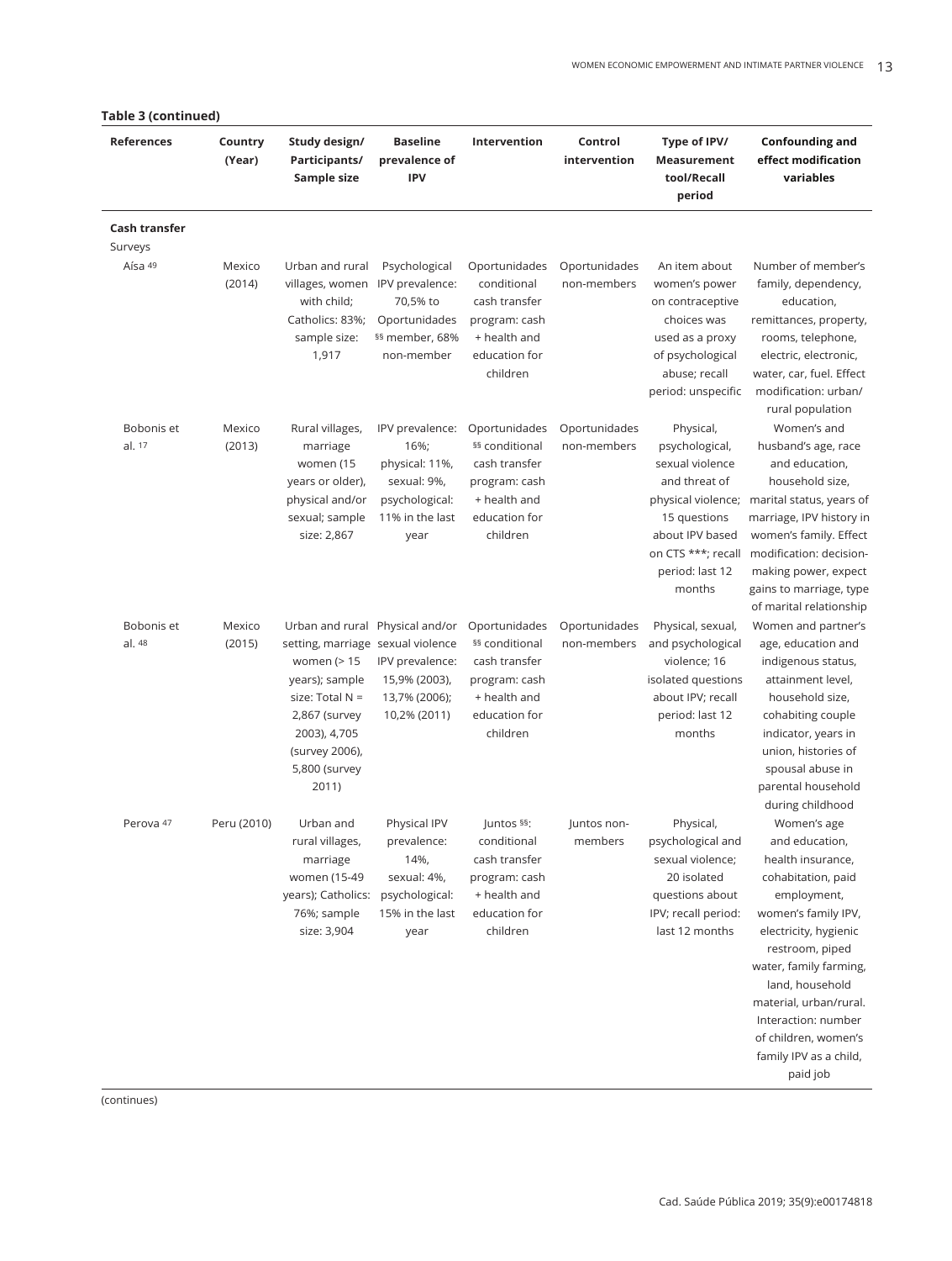**Table 3 (continued)**

| References | Country (Year) | Study design/ Participants/ Sample size | Baseline prevalence of IPV | Intervention | Control intervention | Type of IPV/ Measurement tool/Recall period | Confounding and effect modification variables |
|---|---|---|---|---|---|---|---|
| **Cash transfer** | | | | | | | |
| Surveys | | | | | | | |
| Aísa [49] | Mexico (2014) | Urban and rural villages, women with child; Catholics: 83%; sample size: 1,917 | Psychological IPV prevalence: 70,5% to Oportunidades §§ member, 68% non-member | Oportunidades conditional cash transfer program: cash + health and education for children | Oportunidades non-members | An item about women's power on contraceptive choices was used as a proxy of psychological abuse; recall period: unspecific | Number of member's family, dependency, education, remittances, property, rooms, telephone, electric, electronic, water, car, fuel. Effect modification: urban/ rural population |
| Bobonis et al. [17] | Mexico (2013) | Rural villages, marriage women (15 years or older), physical and/or sexual; sample size: 2,867 | IPV prevalence: 16%; physical: 11%, sexual: 9%, psychological: 11% in the last year | Oportunidades §§ conditional cash transfer program: cash + health and education for children | Oportunidades non-members | Physical, psychological, sexual violence and threat of physical violence; 15 questions about IPV based on CTS ***; recall period: last 12 months | Women's and husband's age, race and education, household size, marital status, years of marriage, IPV history in women's family. Effect modification: decision-making power, expect gains to marriage, type of marital relationship |
| Bobonis et al. [48] | Mexico (2015) | Urban and rural setting, marriage women (> 15 years); sample size: Total N = 2,867 (survey 2003), 4,705 (survey 2006), 5,800 (survey 2011) | Physical and/or sexual violence IPV prevalence: 15,9% (2003), 13,7% (2006); 10,2% (2011) | Oportunidades §§ conditional cash transfer program: cash + health and education for children | Oportunidades non-members | Physical, sexual, and psychological violence; 16 isolated questions about IPV; recall period: last 12 months | Women and partner's age, education and indigenous status, attainment level, household size, cohabiting couple indicator, years in union, histories of spousal abuse in parental household during childhood |
| Perova [47] | Peru (2010) | Urban and rural villages, marriage women (15-49 years); Catholics: 76%; sample size: 3,904 | Physical IPV prevalence: 14%, sexual: 4%, psychological: 15% in the last year | Juntos §§: conditional cash transfer program: cash + health and education for children | Juntos non-members | Physical, psychological and sexual violence; 20 isolated questions about IPV; recall period: last 12 months | Women's age and education, health insurance, cohabitation, paid employment, women's family IPV, electricity, hygienic restroom, piped water, family farming, land, household material, urban/rural. Interaction: number of children, women's family IPV as a child, paid job |

(continues)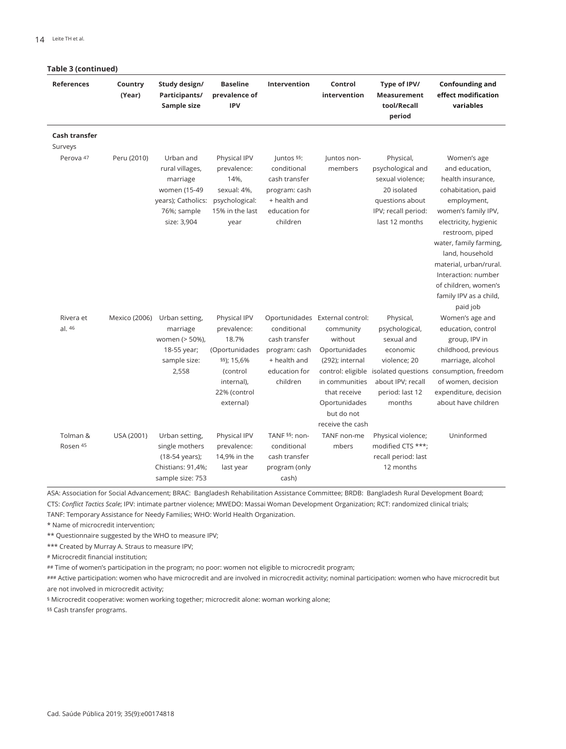**Table 3 (continued)**

| References | Country (Year) | Study design/ Participants/ Sample size | Baseline prevalence of IPV | Intervention | Control intervention | Type of IPV/ Measurement tool/Recall period | Confounding and effect modification variables |
|---|---|---|---|---|---|---|---|
| **Cash transfer** | | | | | | | |
| Surveys | | | | | | | |
| Perova [47] | Peru (2010) | Urban and rural villages, marriage women (15-49 years); Catholics: 76%; sample size: 3,904 | Physical IPV prevalence: 14%, sexual: 4%, psychological: 15% in the last year | Juntos [§§]: conditional cash transfer program: cash + health and education for children | Juntos non-members | Physical, psychological and sexual violence; 20 isolated questions about IPV; recall period: last 12 months | Women's age and education, health insurance, cohabitation, paid employment, women's family IPV, electricity, hygienic restroom, piped water, family farming, land, household material, urban/rural. Interaction: number of children, women's family IPV as a child, paid job |
| Rivera et al. [46] | Mexico (2006) | Urban setting, marriage women (> 50%), 18-55 year; sample size: 2,558 | Physical IPV prevalence: 18.7% (Oportunidades [§§]); 15,6% (control internal), 22% (control external) | Oportunidades conditional cash transfer program: cash + health and education for children | External control: community without Oportunidades (292); internal control: eligible in communities that receive Oportunidades but do not receive the cash | Physical, psychological, sexual and economic violence; 20 isolated questions about IPV; recall period: last 12 months | Women's age and education, control group, IPV in childhood, previous marriage, alcohol consumption, freedom of women, decision expenditure, decision about have children |
| Tolman & Rosen [45] | USA (2001) | Urban setting, single mothers (18-54 years); Chistians: 91,4%; sample size: 753 | Physical IPV prevalence: 14,9% in the last year | TANF [§§]: non-conditional cash transfer program (only cash) | TANF non-me mbers | Physical violence; modified CTS ***; recall period: last 12 months | Uninformed |

ASA: Association for Social Advancement; BRAC: Bangladesh Rehabilitation Assistance Committee; BRDB: Bangladesh Rural Development Board; CTS: *Conflict Tactics Scale*; IPV: intimate partner violence; MWEDO: Massai Woman Development Organization; RCT: randomized clinical trials; TANF: Temporary Assistance for Needy Families; WHO: World Health Organization.

\* Name of microcredit intervention;

\*\* Questionnaire suggested by the WHO to measure IPV;

\*\*\* Created by Murray A. Straus to measure IPV;

[#] Microcredit financial institution;

[##] Time of women's participation in the program; no poor: women not eligible to microcredit program;

[###] Active participation: women who have microcredit and are involved in microcredit activity; nominal participation: women who have microcredit but are not involved in microcredit activity;

[§] Microcredit cooperative: women working together; microcredit alone: woman working alone;

[§§] Cash transfer programs.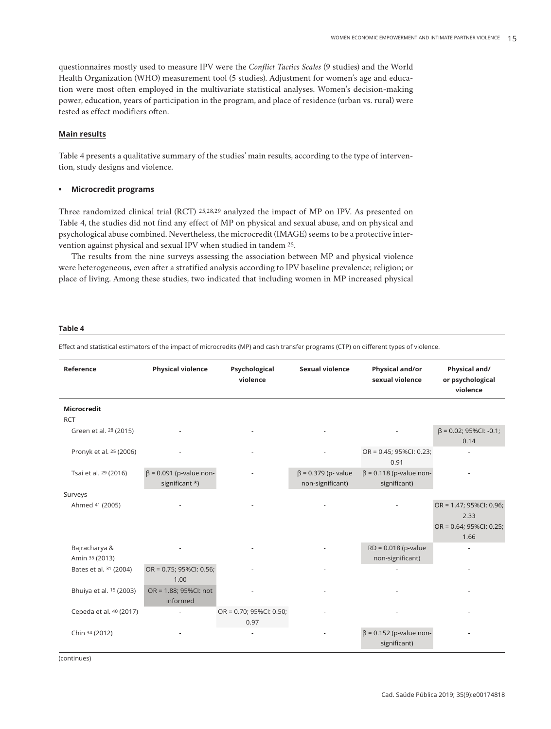questionnaires mostly used to measure IPV were the *Conflict Tactics Scales* (9 studies) and the World Health Organization (WHO) measurement tool (5 studies). Adjustment for women's age and education were most often employed in the multivariate statistical analyses. Women's decision-making power, education, years of participation in the program, and place of residence (urban vs. rural) were tested as effect modifiers often.

## Main results

Table 4 presents a qualitative summary of the studies' main results, according to the type of intervention, study designs and violence.

### • Microcredit programs

Three randomized clinical trial (RCT) [25,28,29] analyzed the impact of MP on IPV. As presented on Table 4, the studies did not find any effect of MP on physical and sexual abuse, and on physical and psychological abuse combined. Nevertheless, the microcredit (IMAGE) seems to be a protective intervention against physical and sexual IPV when studied in tandem [25].

The results from the nine surveys assessing the association between MP and physical violence were heterogeneous, even after a stratified analysis according to IPV baseline prevalence; religion; or place of living. Among these studies, two indicated that including women in MP increased physical

**Table 4**

Effect and statistical estimators of the impact of microcredits (MP) and cash transfer programs (CTP) on different types of violence.

| Reference | Physical violence | Psychological violence | Sexual violence | Physical and/or sexual violence | Physical and/ or psychological violence |
|---|---|---|---|---|---|
| **Microcredit** | | | | | |
| RCT | | | | | |
| Green et al. [28] (2015) | - | - | - | - | β = 0.02; 95%CI: -0.1; 0.14 |
| Pronyk et al. [25] (2006) | - | - | - | OR = 0.45; 95%CI: 0.23; 0.91 | - |
| Tsai et al. [29] (2016) | β = 0.091 (p-value non-significant *) | - | β = 0.379 (p- value non-significant) | β = 0.118 (p-value non-significant) | - |
| Surveys | | | | | |
| Ahmed [41] (2005) | - | - | - | - | OR = 1.47; 95%CI: 0.96; 2.33<br>OR = 0.64; 95%CI: 0.25; 1.66 |
| Bajracharya & Amin [35] (2013) | - | - | - | RD = 0.018 (p-value non-significant) | - |
| Bates et al. [31] (2004) | OR = 0.75; 95%CI: 0.56; 1.00 | - | - | - | - |
| Bhuiya et al. [15] (2003) | OR = 1.88; 95%CI: not informed | - | - | - | - |
| Cepeda et al. [40] (2017) | - | OR = 0.70; 95%CI: 0.50; 0.97 | - | - | - |
| Chin [34] (2012) | - | - | - | β = 0.152 (p-value non-significant) | - |

(continues)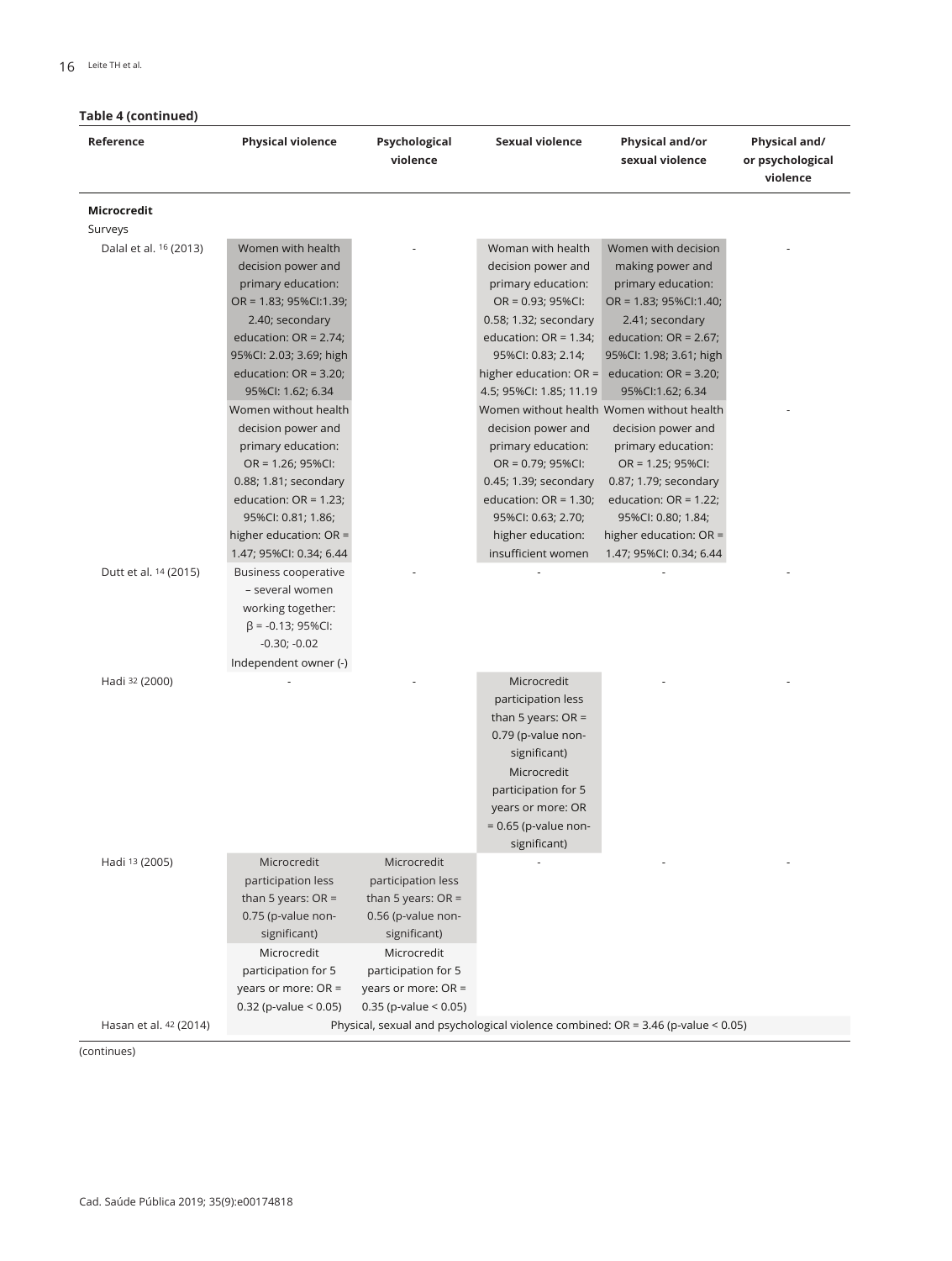**Table 4 (continued)**

| Reference | Physical violence | Psychological violence | Sexual violence | Physical and/or sexual violence | Physical and/ or psychological violence |
|---|---|---|---|---|---|
| **Microcredit** | | | | | |
| Surveys | | | | | |
| Dalal et al. [16] (2013) | Women with health decision power and primary education: OR = 1.83; 95%CI:1.39; 2.40; secondary education: OR = 2.74; 95%CI: 2.03; 3.69; high education: OR = 3.20; 95%CI: 1.62; 6.34 | - | Woman with health decision power and primary education: OR = 0.93; 95%CI: 0.58; 1.32; secondary education: OR = 1.34; 95%CI: 0.83; 2.14; higher education: OR = 4.5; 95%CI: 1.85; 11.19 | Women with decision making power and primary education: OR = 1.83; 95%CI:1.40; 2.41; secondary education: OR = 2.67; 95%CI: 1.98; 3.61; high education: OR = 3.20; 95%CI:1.62; 6.34 | - |
| | Women without health decision power and primary education: OR = 1.26; 95%CI: 0.88; 1.81; secondary education: OR = 1.23; 95%CI: 0.81; 1.86; higher education: OR = 1.47; 95%CI: 0.34; 6.44 | | Women without health decision power and primary education: OR = 0.79; 95%CI: 0.45; 1.39; secondary education: OR = 1.30; 95%CI: 0.63; 2.70; higher education: insufficient women | Women without health decision power and primary education: OR = 1.25; 95%CI: 0.87; 1.79; secondary education: OR = 1.22; 95%CI: 0.80; 1.84; higher education: OR = 1.47; 95%CI: 0.34; 6.44 | - |
| Dutt et al. [14] (2015) | Business cooperative – several women working together: β = -0.13; 95%CI: -0.30; -0.02<br>Independent owner (-) | - | - | - | - |
| Hadi [32] (2000) | - | - | Microcredit participation less than 5 years: OR = 0.79 (p-value non-significant)<br>Microcredit participation for 5 years or more: OR = 0.65 (p-value non-significant) | - | - |
| Hadi [13] (2005) | Microcredit participation less than 5 years: OR = 0.75 (p-value non-significant)<br>Microcredit participation for 5 years or more: OR = 0.32 (p-value < 0.05) | Microcredit participation less than 5 years: OR = 0.56 (p-value non-significant)<br>Microcredit participation for 5 years or more: OR = 0.35 (p-value < 0.05) | - | - | - |
| Hasan et al. [42] (2014) | Physical, sexual and psychological violence combined: OR = 3.46 (p-value < 0.05) | | | | |

(continues)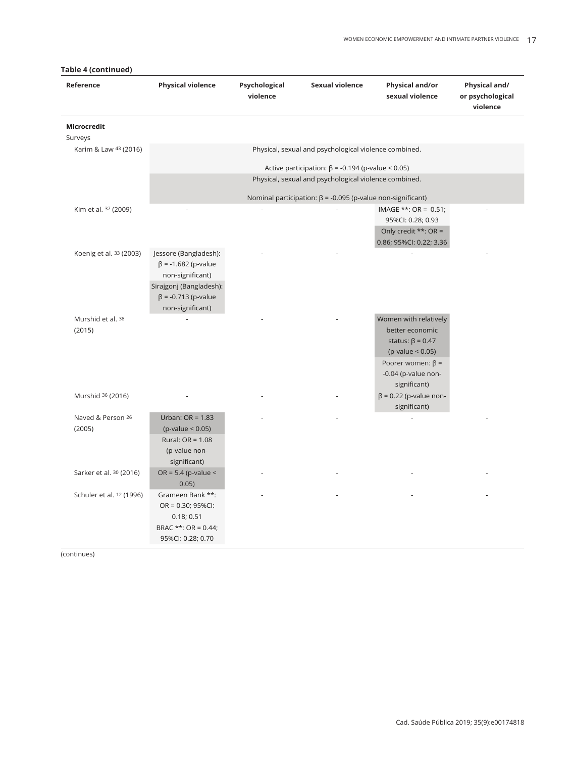**Table 4 (continued)**

| Reference | Physical violence | Psychological violence | Sexual violence | Physical and/or sexual violence | Physical and/ or psychological violence |
|---|---|---|---|---|---|
| **Microcredit** | | | | | |
| Surveys | | | | | |
| Karim & Law [43] (2016) | Physical, sexual and psychological violence combined. Active participation: $\beta$ = -0.194 (p-value < 0.05) | | | | |
| | Physical, sexual and psychological violence combined. Nominal participation: $\beta$ = -0.095 (p-value non-significant) | | | | |
| Kim et al. [37] (2009) | - | - | - | IMAGE **: OR = 0.51; 95%CI: 0.28; 0.93 | - |
| | | | | Only credit **: OR = 0.86; 95%CI: 0.22; 3.36 | |
| Koenig et al. [33] (2003) | Jessore (Bangladesh): $\beta$ = -1.682 (p-value non-significant) | - | - | - | - |
| | Sirajgonj (Bangladesh): $\beta$ = -0.713 (p-value non-significant) | | | | |
| Murshid et al. [38] (2015) | - | - | - | Women with relatively better economic status: $\beta$ = 0.47 (p-value < 0.05) | |
| | | | | Poorer women: $\beta$ = -0.04 (p-value non-significant) | |
| Murshid [36] (2016) | - | - | - | $\beta$ = 0.22 (p-value non-significant) | |
| Naved & Person [26] (2005) | Urban: OR = 1.83 (p-value < 0.05) | - | - | - | - |
| | Rural: OR = 1.08 (p-value non-significant) | | | | |
| Sarker et al. [30] (2016) | OR = 5.4 (p-value < 0.05) | - | - | - | - |
| Schuler et al. [12] (1996) | Grameen Bank **: OR = 0.30; 95%CI: 0.18; 0.51 BRAC **: OR = 0.44; 95%CI: 0.28; 0.70 | - | - | - | - |

(continues)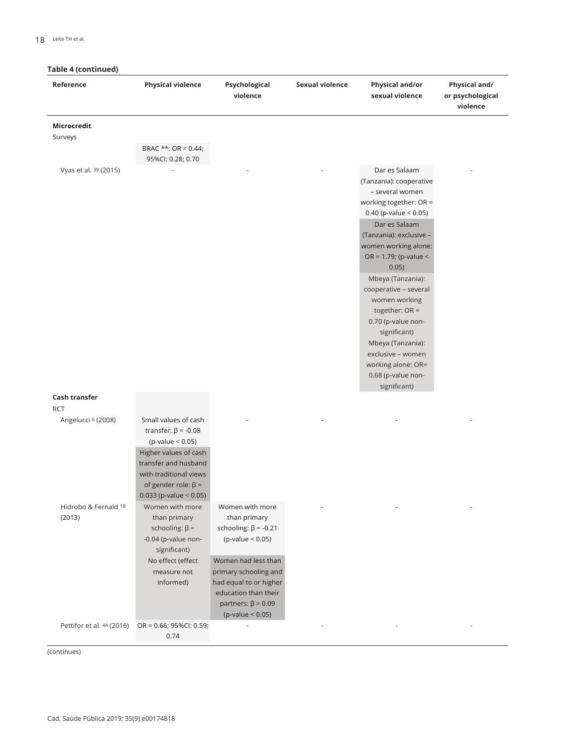**Table 4 (continued)**

| Reference | Physical violence | Psychological violence | Sexual violence | Physical and/or sexual violence | Physical and/ or psychological violence |
|---|---|---|---|---|---|
| **Microcredit** | | | | | |
| Surveys | | | | | |
| | BRAC **: OR = 0.44; 95%CI: 0.28; 0.70 | | | | |
| Vyas et al. [39] (2015) | - | - | - | Dar es Salaam (Tanzania): cooperative – several women working together: OR = 0.40 (p-value < 0.05) | - |
| | | | | Dar es Salaam (Tanzania): exclusive – women working alone: OR = 1.79; (p-value < 0.05) | |
| | | | | Mbeya (Tanzania): cooperative – several women working together: OR = 0.70 (p-value non-significant) | |
| | | | | Mbeya (Tanzania): exclusive – women working alone: OR= 0.68 (p-value non-significant) | |
| **Cash transfer** | | | | | |
| RCT | | | | | |
| Angelucci [6] (2008) | Small values of cash transfer: $\beta = -0.08$ (p-value < 0.05) | - | - | - | - |
| | Higher values of cash transfer and husband with traditional views of gender role: $\beta = 0.033$ (p-value < 0.05) | | | | |
| Hidrobo & Fernald [18] (2013) | Women with more than primary schooling: $\beta = -0.04$ (p-value non-significant) | Women with more than primary schooling: $\beta = -0.21$ (p-value < 0.05) | - | - | - |
| | No effect (effect measure not informed) | Women had less than primary schooling and had equal to or higher education than their partners: $\beta = 0.09$ (p-value < 0.05) | | | |
| Pettifor et al. [44] (2016) | OR = 0.66; 95%CI: 0.59; 0.74 | - | - | - | - |

(continues)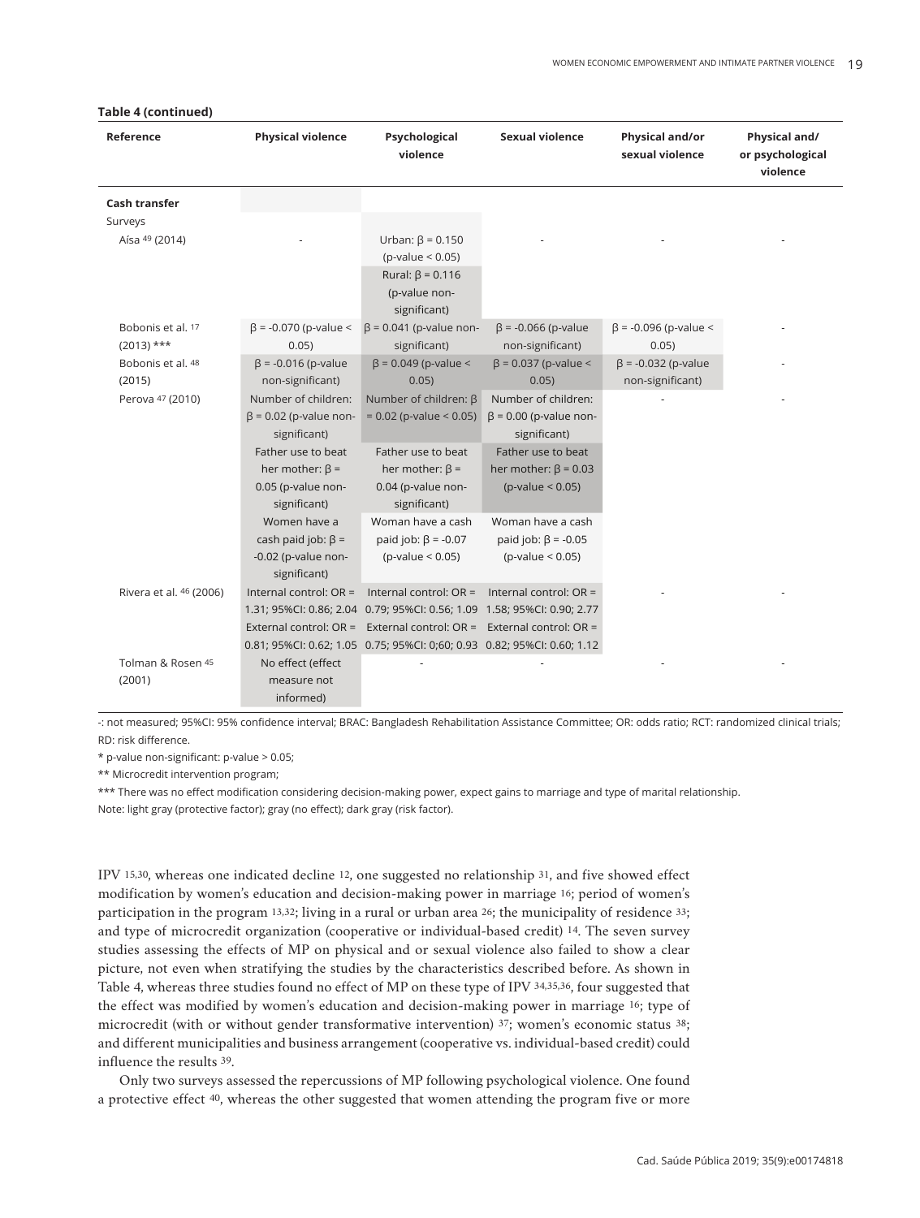**Table 4 (continued)**

| Reference | Physical violence | Psychological violence | Sexual violence | Physical and/or sexual violence | Physical and/ or psychological violence |
|---|---|---|---|---|---|
| **Cash transfer** | | | | | |
| Surveys | | | | | |
| Aísa [49] (2014) | - | Urban: β = 0.150 (p-value < 0.05)<br>Rural: β = 0.116 (p-value non-significant) | - | - | - |
| Bobonis et al. [17] (2013) *** | β = -0.070 (p-value < 0.05) | β = 0.041 (p-value non-significant) | β = -0.066 (p-value non-significant) | β = -0.096 (p-value < 0.05) | - |
| Bobonis et al. [48] (2015) | β = -0.016 (p-value non-significant) | β = 0.049 (p-value < 0.05) | β = 0.037 (p-value < 0.05) | β = -0.032 (p-value non-significant) | - |
| Perova [47] (2010) | Number of children: β = 0.02 (p-value non-significant)<br>Father use to beat her mother: β = 0.05 (p-value non-significant)<br>Women have a cash paid job: β = -0.02 (p-value non-significant) | Number of children: β = 0.02 (p-value < 0.05)<br>Father use to beat her mother: β = 0.04 (p-value non-significant)<br>Woman have a cash paid job: β = -0.07 (p-value < 0.05) | Number of children: β = 0.00 (p-value non-significant)<br>Father use to beat her mother: β = 0.03 (p-value < 0.05)<br>Woman have a cash paid job: β = -0.05 (p-value < 0.05) | - | - |
| Rivera et al. [46] (2006) | Internal control: OR = 1.31; 95%CI: 0.86; 2.04<br>External control: OR = 0.81; 95%CI: 0.62; 1.05 | Internal control: OR = 0.79; 95%CI: 0.56; 1.09<br>External control: OR = 0.75; 95%CI: 0;60; 0.93 | Internal control: OR = 1.58; 95%CI: 0.90; 2.77<br>External control: OR = 0.82; 95%CI: 0.60; 1.12 | - | - |
| Tolman & Rosen [45] (2001) | No effect (effect measure not informed) | - | - | - | - |

-: not measured; 95%CI: 95% confidence interval; BRAC: Bangladesh Rehabilitation Assistance Committee; OR: odds ratio; RCT: randomized clinical trials; RD: risk difference.

* p-value non-significant: p-value > 0.05;

** Microcredit intervention program;

*** There was no effect modification considering decision-making power, expect gains to marriage and type of marital relationship.

Note: light gray (protective factor); gray (no effect); dark gray (risk factor).

IPV [15,30], whereas one indicated decline [12], one suggested no relationship [31], and five showed effect modification by women's education and decision-making power in marriage [16]; period of women's participation in the program [13,32]; living in a rural or urban area [26]; the municipality of residence [33]; and type of microcredit organization (cooperative or individual-based credit) [14]. The seven survey studies assessing the effects of MP on physical and or sexual violence also failed to show a clear picture, not even when stratifying the studies by the characteristics described before. As shown in Table 4, whereas three studies found no effect of MP on these type of IPV [34,35,36], four suggested that the effect was modified by women's education and decision-making power in marriage [16]; type of microcredit (with or without gender transformative intervention) [37]; women's economic status [38]; and different municipalities and business arrangement (cooperative vs. individual-based credit) could influence the results [39].

Only two surveys assessed the repercussions of MP following psychological violence. One found a protective effect [40], whereas the other suggested that women attending the program five or more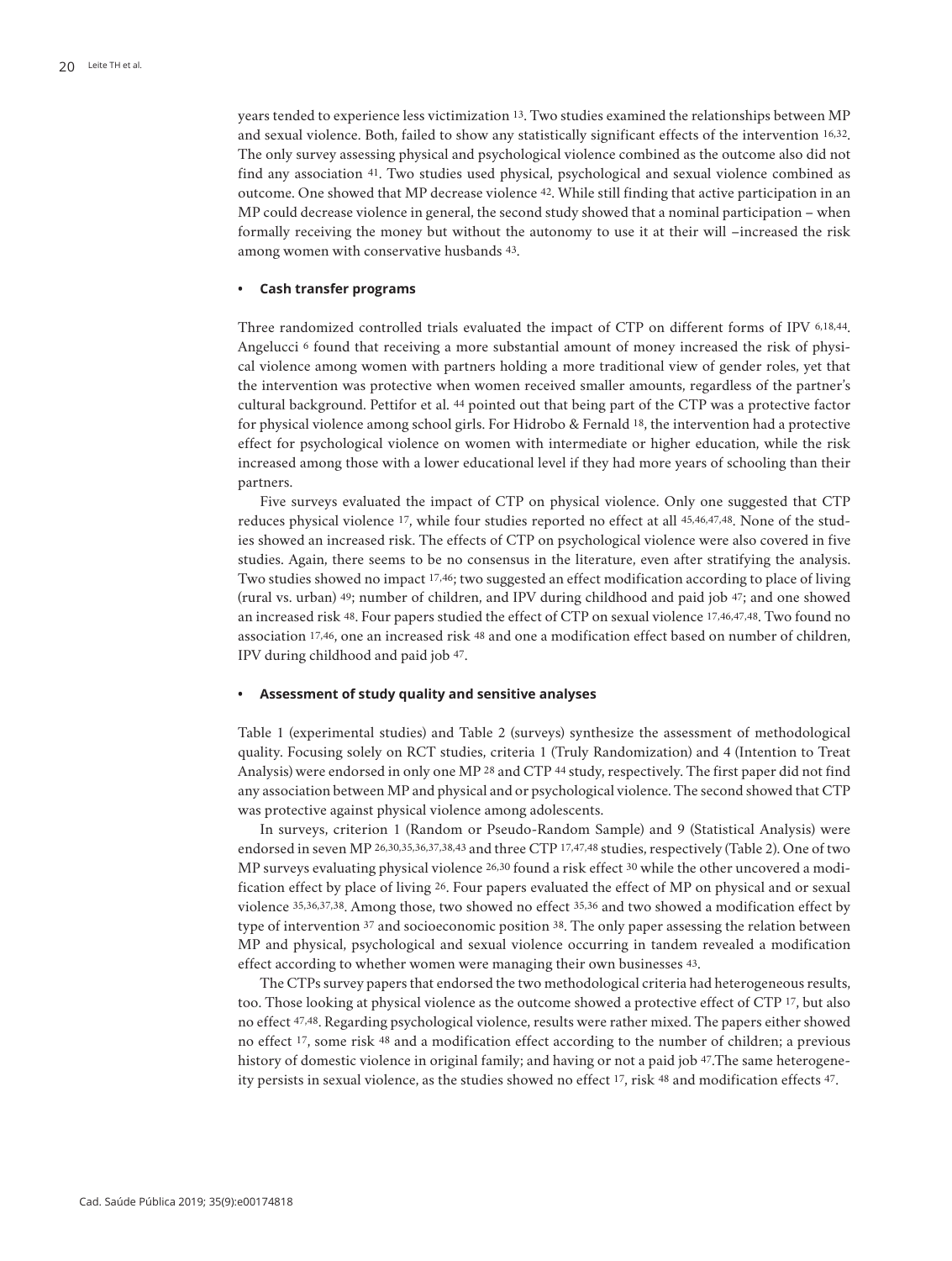years tended to experience less victimization [13]. Two studies examined the relationships between MP and sexual violence. Both, failed to show any statistically significant effects of the intervention [16,32]. The only survey assessing physical and psychological violence combined as the outcome also did not find any association [41]. Two studies used physical, psychological and sexual violence combined as outcome. One showed that MP decrease violence [42]. While still finding that active participation in an MP could decrease violence in general, the second study showed that a nominal participation – when formally receiving the money but without the autonomy to use it at their will –increased the risk among women with conservative husbands [43].

- **Cash transfer programs**

Three randomized controlled trials evaluated the impact of CTP on different forms of IPV [6,18,44]. Angelucci [6] found that receiving a more substantial amount of money increased the risk of physical violence among women with partners holding a more traditional view of gender roles, yet that the intervention was protective when women received smaller amounts, regardless of the partner's cultural background. Pettifor et al. [44] pointed out that being part of the CTP was a protective factor for physical violence among school girls. For Hidrobo & Fernald [18], the intervention had a protective effect for psychological violence on women with intermediate or higher education, while the risk increased among those with a lower educational level if they had more years of schooling than their partners.

Five surveys evaluated the impact of CTP on physical violence. Only one suggested that CTP reduces physical violence [17], while four studies reported no effect at all [45,46,47,48]. None of the studies showed an increased risk. The effects of CTP on psychological violence were also covered in five studies. Again, there seems to be no consensus in the literature, even after stratifying the analysis. Two studies showed no impact [17,46]; two suggested an effect modification according to place of living (rural vs. urban) [49]; number of children, and IPV during childhood and paid job [47]; and one showed an increased risk [48]. Four papers studied the effect of CTP on sexual violence [17,46,47,48]. Two found no association [17,46], one an increased risk [48] and one a modification effect based on number of children, IPV during childhood and paid job [47].

- **Assessment of study quality and sensitive analyses**

Table 1 (experimental studies) and Table 2 (surveys) synthesize the assessment of methodological quality. Focusing solely on RCT studies, criteria 1 (Truly Randomization) and 4 (Intention to Treat Analysis) were endorsed in only one MP [28] and CTP [44] study, respectively. The first paper did not find any association between MP and physical and or psychological violence. The second showed that CTP was protective against physical violence among adolescents.

In surveys, criterion 1 (Random or Pseudo-Random Sample) and 9 (Statistical Analysis) were endorsed in seven MP [26,30,35,36,37,38,43] and three CTP [17,47,48] studies, respectively (Table 2). One of two MP surveys evaluating physical violence [26,30] found a risk effect [30] while the other uncovered a modification effect by place of living [26]. Four papers evaluated the effect of MP on physical and or sexual violence [35,36,37,38]. Among those, two showed no effect [35,36] and two showed a modification effect by type of intervention [37] and socioeconomic position [38]. The only paper assessing the relation between MP and physical, psychological and sexual violence occurring in tandem revealed a modification effect according to whether women were managing their own businesses [43].

The CTPs survey papers that endorsed the two methodological criteria had heterogeneous results, too. Those looking at physical violence as the outcome showed a protective effect of CTP [17], but also no effect [47,48]. Regarding psychological violence, results were rather mixed. The papers either showed no effect [17], some risk [48] and a modification effect according to the number of children; a previous history of domestic violence in original family; and having or not a paid job [47].The same heterogeneity persists in sexual violence, as the studies showed no effect [17], risk [48] and modification effects [47].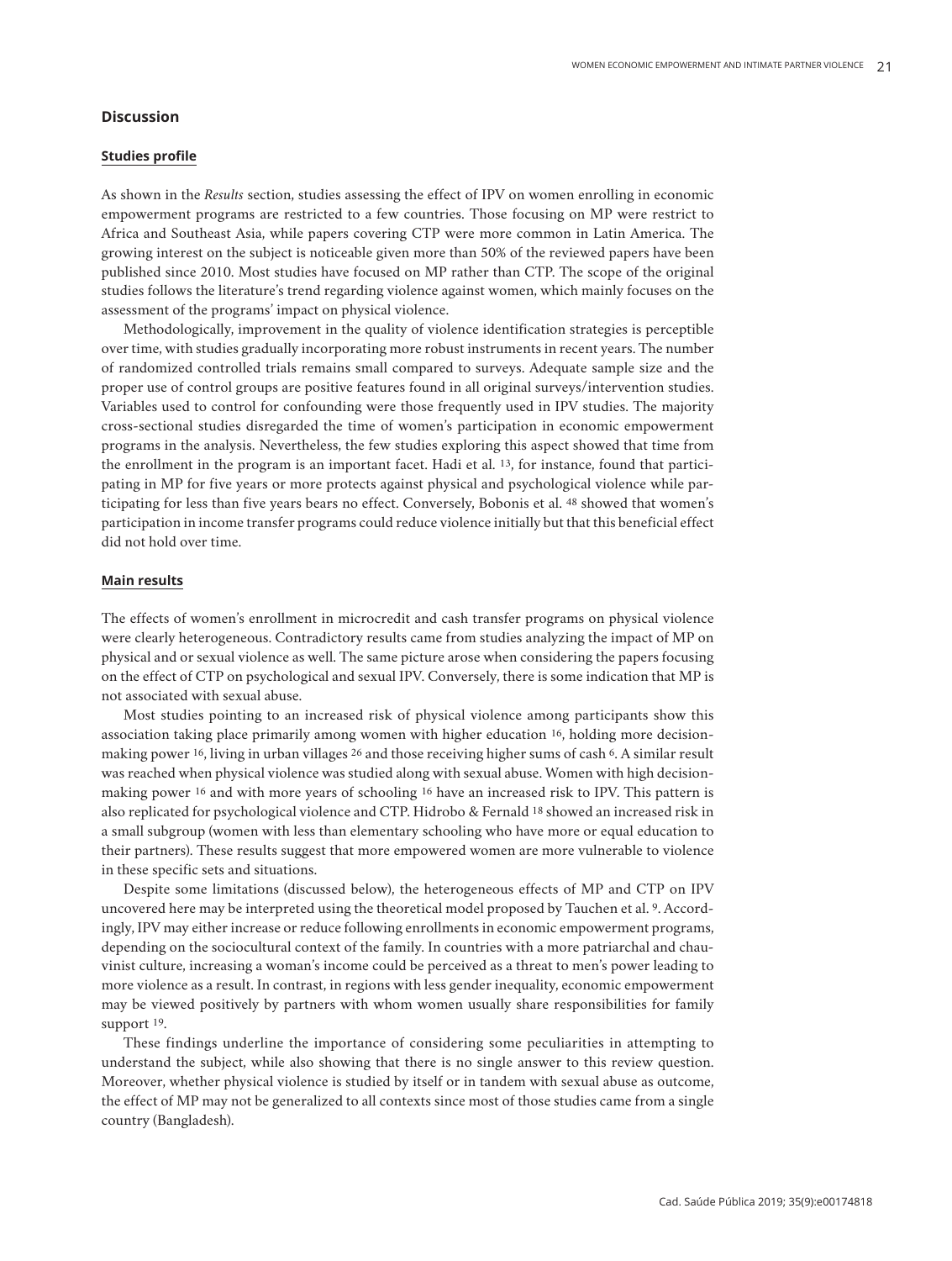## Discussion

### Studies profile

As shown in the *Results* section, studies assessing the effect of IPV on women enrolling in economic empowerment programs are restricted to a few countries. Those focusing on MP were restrict to Africa and Southeast Asia, while papers covering CTP were more common in Latin America. The growing interest on the subject is noticeable given more than 50% of the reviewed papers have been published since 2010. Most studies have focused on MP rather than CTP. The scope of the original studies follows the literature's trend regarding violence against women, which mainly focuses on the assessment of the programs' impact on physical violence.

Methodologically, improvement in the quality of violence identification strategies is perceptible over time, with studies gradually incorporating more robust instruments in recent years. The number of randomized controlled trials remains small compared to surveys. Adequate sample size and the proper use of control groups are positive features found in all original surveys/intervention studies. Variables used to control for confounding were those frequently used in IPV studies. The majority cross-sectional studies disregarded the time of women's participation in economic empowerment programs in the analysis. Nevertheless, the few studies exploring this aspect showed that time from the enrollment in the program is an important facet. Hadi et al. [13], for instance, found that participating in MP for five years or more protects against physical and psychological violence while participating for less than five years bears no effect. Conversely, Bobonis et al. [48] showed that women's participation in income transfer programs could reduce violence initially but that this beneficial effect did not hold over time.

### Main results

The effects of women's enrollment in microcredit and cash transfer programs on physical violence were clearly heterogeneous. Contradictory results came from studies analyzing the impact of MP on physical and or sexual violence as well. The same picture arose when considering the papers focusing on the effect of CTP on psychological and sexual IPV. Conversely, there is some indication that MP is not associated with sexual abuse.

Most studies pointing to an increased risk of physical violence among participants show this association taking place primarily among women with higher education [16], holding more decision-making power [16], living in urban villages [26] and those receiving higher sums of cash [6]. A similar result was reached when physical violence was studied along with sexual abuse. Women with high decision-making power [16] and with more years of schooling [16] have an increased risk to IPV. This pattern is also replicated for psychological violence and CTP. Hidrobo & Fernald [18] showed an increased risk in a small subgroup (women with less than elementary schooling who have more or equal education to their partners). These results suggest that more empowered women are more vulnerable to violence in these specific sets and situations.

Despite some limitations (discussed below), the heterogeneous effects of MP and CTP on IPV uncovered here may be interpreted using the theoretical model proposed by Tauchen et al. [9]. Accordingly, IPV may either increase or reduce following enrollments in economic empowerment programs, depending on the sociocultural context of the family. In countries with a more patriarchal and chauvinist culture, increasing a woman's income could be perceived as a threat to men's power leading to more violence as a result. In contrast, in regions with less gender inequality, economic empowerment may be viewed positively by partners with whom women usually share responsibilities for family support [19].

These findings underline the importance of considering some peculiarities in attempting to understand the subject, while also showing that there is no single answer to this review question. Moreover, whether physical violence is studied by itself or in tandem with sexual abuse as outcome, the effect of MP may not be generalized to all contexts since most of those studies came from a single country (Bangladesh).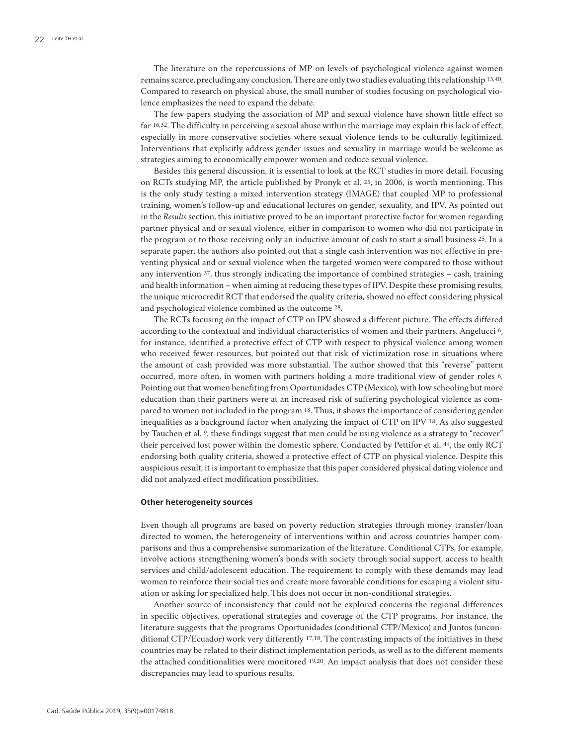The literature on the repercussions of MP on levels of psychological violence against women remains scarce, precluding any conclusion. There are only two studies evaluating this relationship [13,40]. Compared to research on physical abuse, the small number of studies focusing on psychological violence emphasizes the need to expand the debate.

The few papers studying the association of MP and sexual violence have shown little effect so far [16,32]. The difficulty in perceiving a sexual abuse within the marriage may explain this lack of effect, especially in more conservative societies where sexual violence tends to be culturally legitimized. Interventions that explicitly address gender issues and sexuality in marriage would be welcome as strategies aiming to economically empower women and reduce sexual violence.

Besides this general discussion, it is essential to look at the RCT studies in more detail. Focusing on RCTs studying MP, the article published by Pronyk et al. [25], in 2006, is worth mentioning. This is the only study testing a mixed intervention strategy (IMAGE) that coupled MP to professional training, women's follow-up and educational lectures on gender, sexuality, and IPV. As pointed out in the *Results* section, this initiative proved to be an important protective factor for women regarding partner physical and or sexual violence, either in comparison to women who did not participate in the program or to those receiving only an inductive amount of cash to start a small business [25]. In a separate paper, the authors also pointed out that a single cash intervention was not effective in preventing physical and or sexual violence when the targeted women were compared to those without any intervention [37], thus strongly indicating the importance of combined strategies – cash, training and health information – when aiming at reducing these types of IPV. Despite these promising results, the unique microcredit RCT that endorsed the quality criteria, showed no effect considering physical and psychological violence combined as the outcome [28].

The RCTs focusing on the impact of CTP on IPV showed a different picture. The effects differed according to the contextual and individual characteristics of women and their partners. Angelucci [6], for instance, identified a protective effect of CTP with respect to physical violence among women who received fewer resources, but pointed out that risk of victimization rose in situations where the amount of cash provided was more substantial. The author showed that this "reverse" pattern occurred, more often, in women with partners holding a more traditional view of gender roles [6]. Pointing out that women benefiting from Oportunidades CTP (Mexico), with low schooling but more education than their partners were at an increased risk of suffering psychological violence as compared to women not included in the program [18]. Thus, it shows the importance of considering gender inequalities as a background factor when analyzing the impact of CTP on IPV [18]. As also suggested by Tauchen et al. [9], these findings suggest that men could be using violence as a strategy to "recover" their perceived lost power within the domestic sphere. Conducted by Pettifor et al. [44], the only RCT endorsing both quality criteria, showed a protective effect of CTP on physical violence. Despite this auspicious result, it is important to emphasize that this paper considered physical dating violence and did not analyzed effect modification possibilities.

## Other heterogeneity sources

Even though all programs are based on poverty reduction strategies through money transfer/loan directed to women, the heterogeneity of interventions within and across countries hamper comparisons and thus a comprehensive summarization of the literature. Conditional CTPs, for example, involve actions strengthening women's bonds with society through social support, access to health services and child/adolescent education. The requirement to comply with these demands may lead women to reinforce their social ties and create more favorable conditions for escaping a violent situation or asking for specialized help. This does not occur in non-conditional strategies.

Another source of inconsistency that could not be explored concerns the regional differences in specific objectives, operational strategies and coverage of the CTP programs. For instance, the literature suggests that the programs Oportunidades (conditional CTP/Mexico) and Juntos (unconditional CTP/Ecuador) work very differently [17,18]. The contrasting impacts of the initiatives in these countries may be related to their distinct implementation periods, as well as to the different moments the attached conditionalities were monitored [19,20]. An impact analysis that does not consider these discrepancies may lead to spurious results.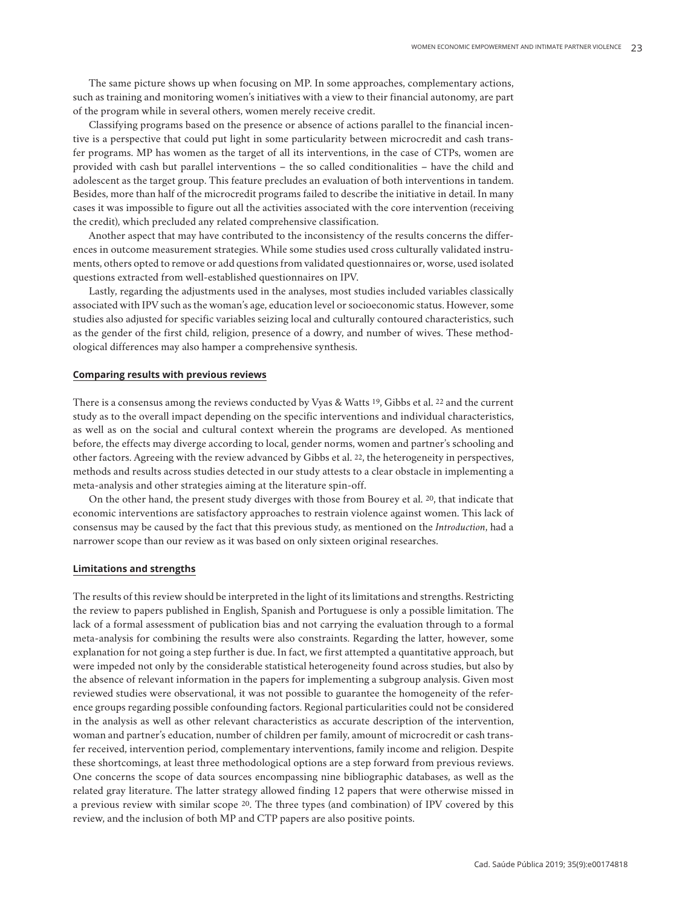The same picture shows up when focusing on MP. In some approaches, complementary actions, such as training and monitoring women's initiatives with a view to their financial autonomy, are part of the program while in several others, women merely receive credit.

Classifying programs based on the presence or absence of actions parallel to the financial incentive is a perspective that could put light in some particularity between microcredit and cash transfer programs. MP has women as the target of all its interventions, in the case of CTPs, women are provided with cash but parallel interventions – the so called conditionalities – have the child and adolescent as the target group. This feature precludes an evaluation of both interventions in tandem. Besides, more than half of the microcredit programs failed to describe the initiative in detail. In many cases it was impossible to figure out all the activities associated with the core intervention (receiving the credit), which precluded any related comprehensive classification.

Another aspect that may have contributed to the inconsistency of the results concerns the differences in outcome measurement strategies. While some studies used cross culturally validated instruments, others opted to remove or add questions from validated questionnaires or, worse, used isolated questions extracted from well-established questionnaires on IPV.

Lastly, regarding the adjustments used in the analyses, most studies included variables classically associated with IPV such as the woman's age, education level or socioeconomic status. However, some studies also adjusted for specific variables seizing local and culturally contoured characteristics, such as the gender of the first child, religion, presence of a dowry, and number of wives. These methodological differences may also hamper a comprehensive synthesis.

## Comparing results with previous reviews

There is a consensus among the reviews conducted by Vyas & Watts [19], Gibbs et al. [22] and the current study as to the overall impact depending on the specific interventions and individual characteristics, as well as on the social and cultural context wherein the programs are developed. As mentioned before, the effects may diverge according to local, gender norms, women and partner's schooling and other factors. Agreeing with the review advanced by Gibbs et al. [22], the heterogeneity in perspectives, methods and results across studies detected in our study attests to a clear obstacle in implementing a meta-analysis and other strategies aiming at the literature spin-off.

On the other hand, the present study diverges with those from Bourey et al. [20], that indicate that economic interventions are satisfactory approaches to restrain violence against women. This lack of consensus may be caused by the fact that this previous study, as mentioned on the *Introduction*, had a narrower scope than our review as it was based on only sixteen original researches.

## Limitations and strengths

The results of this review should be interpreted in the light of its limitations and strengths. Restricting the review to papers published in English, Spanish and Portuguese is only a possible limitation. The lack of a formal assessment of publication bias and not carrying the evaluation through to a formal meta-analysis for combining the results were also constraints. Regarding the latter, however, some explanation for not going a step further is due. In fact, we first attempted a quantitative approach, but were impeded not only by the considerable statistical heterogeneity found across studies, but also by the absence of relevant information in the papers for implementing a subgroup analysis. Given most reviewed studies were observational, it was not possible to guarantee the homogeneity of the reference groups regarding possible confounding factors. Regional particularities could not be considered in the analysis as well as other relevant characteristics as accurate description of the intervention, woman and partner's education, number of children per family, amount of microcredit or cash transfer received, intervention period, complementary interventions, family income and religion. Despite these shortcomings, at least three methodological options are a step forward from previous reviews. One concerns the scope of data sources encompassing nine bibliographic databases, as well as the related gray literature. The latter strategy allowed finding 12 papers that were otherwise missed in a previous review with similar scope [20]. The three types (and combination) of IPV covered by this review, and the inclusion of both MP and CTP papers are also positive points.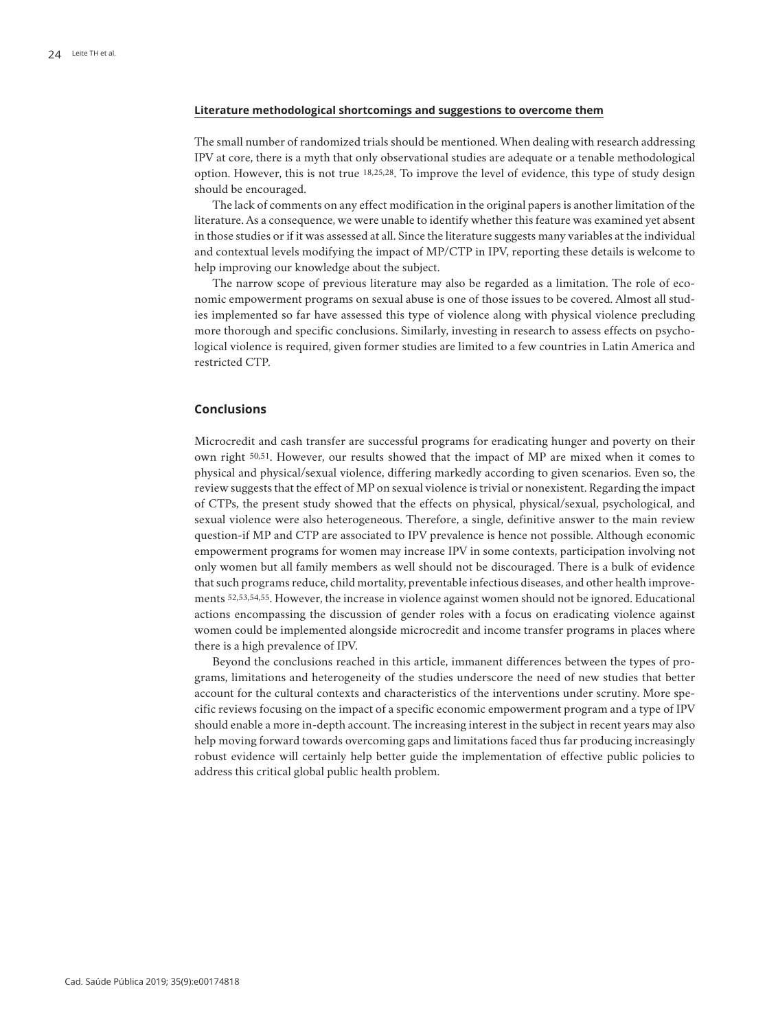### Literature methodological shortcomings and suggestions to overcome them

The small number of randomized trials should be mentioned. When dealing with research addressing IPV at core, there is a myth that only observational studies are adequate or a tenable methodological option. However, this is not true [18,25,28]. To improve the level of evidence, this type of study design should be encouraged.

The lack of comments on any effect modification in the original papers is another limitation of the literature. As a consequence, we were unable to identify whether this feature was examined yet absent in those studies or if it was assessed at all. Since the literature suggests many variables at the individual and contextual levels modifying the impact of MP/CTP in IPV, reporting these details is welcome to help improving our knowledge about the subject.

The narrow scope of previous literature may also be regarded as a limitation. The role of economic empowerment programs on sexual abuse is one of those issues to be covered. Almost all studies implemented so far have assessed this type of violence along with physical violence precluding more thorough and specific conclusions. Similarly, investing in research to assess effects on psychological violence is required, given former studies are limited to a few countries in Latin America and restricted CTP.

## Conclusions

Microcredit and cash transfer are successful programs for eradicating hunger and poverty on their own right [50,51]. However, our results showed that the impact of MP are mixed when it comes to physical and physical/sexual violence, differing markedly according to given scenarios. Even so, the review suggests that the effect of MP on sexual violence is trivial or nonexistent. Regarding the impact of CTPs, the present study showed that the effects on physical, physical/sexual, psychological, and sexual violence were also heterogeneous. Therefore, a single, definitive answer to the main review question-if MP and CTP are associated to IPV prevalence is hence not possible. Although economic empowerment programs for women may increase IPV in some contexts, participation involving not only women but all family members as well should not be discouraged. There is a bulk of evidence that such programs reduce, child mortality, preventable infectious diseases, and other health improvements [52,53,54,55]. However, the increase in violence against women should not be ignored. Educational actions encompassing the discussion of gender roles with a focus on eradicating violence against women could be implemented alongside microcredit and income transfer programs in places where there is a high prevalence of IPV.

Beyond the conclusions reached in this article, immanent differences between the types of programs, limitations and heterogeneity of the studies underscore the need of new studies that better account for the cultural contexts and characteristics of the interventions under scrutiny. More specific reviews focusing on the impact of a specific economic empowerment program and a type of IPV should enable a more in-depth account. The increasing interest in the subject in recent years may also help moving forward towards overcoming gaps and limitations faced thus far producing increasingly robust evidence will certainly help better guide the implementation of effective public policies to address this critical global public health problem.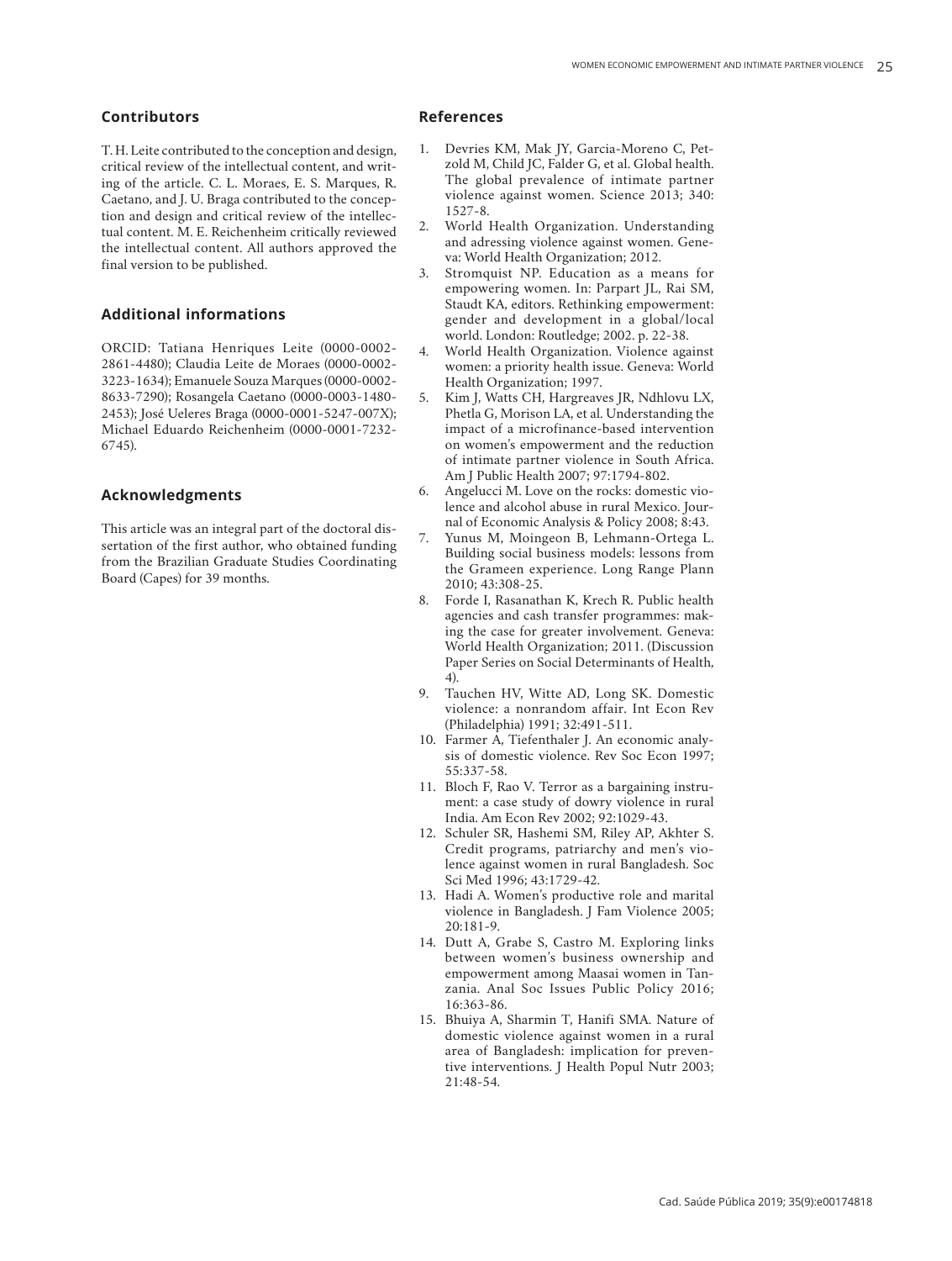## Contributors

T. H. Leite contributed to the conception and design, critical review of the intellectual content, and writing of the article. C. L. Moraes, E. S. Marques, R. Caetano, and J. U. Braga contributed to the conception and design and critical review of the intellectual content. M. E. Reichenheim critically reviewed the intellectual content. All authors approved the final version to be published.

## Additional informations

ORCID: Tatiana Henriques Leite (0000-0002-2861-4480); Claudia Leite de Moraes (0000-0002-3223-1634); Emanuele Souza Marques (0000-0002-8633-7290); Rosangela Caetano (0000-0003-1480-2453); José Ueleres Braga (0000-0001-5247-007X); Michael Eduardo Reichenheim (0000-0001-7232-6745).

## Acknowledgments

This article was an integral part of the doctoral dissertation of the first author, who obtained funding from the Brazilian Graduate Studies Coordinating Board (Capes) for 39 months.

## References

1. Devries KM, Mak JY, Garcia-Moreno C, Petzold M, Child JC, Falder G, et al. Global health. The global prevalence of intimate partner violence against women. Science 2013; 340: 1527-8.
2. World Health Organization. Understanding and adressing violence against women. Geneva: World Health Organization; 2012.
3. Stromquist NP. Education as a means for empowering women. In: Parpart JL, Rai SM, Staudt KA, editors. Rethinking empowerment: gender and development in a global/local world. London: Routledge; 2002. p. 22-38.
4. World Health Organization. Violence against women: a priority health issue. Geneva: World Health Organization; 1997.
5. Kim J, Watts CH, Hargreaves JR, Ndhlovu LX, Phetla G, Morison LA, et al. Understanding the impact of a microfinance-based intervention on women's empowerment and the reduction of intimate partner violence in South Africa. Am J Public Health 2007; 97:1794-802.
6. Angelucci M. Love on the rocks: domestic violence and alcohol abuse in rural Mexico. Journal of Economic Analysis & Policy 2008; 8:43.
7. Yunus M, Moingeon B, Lehmann-Ortega L. Building social business models: lessons from the Grameen experience. Long Range Plann 2010; 43:308-25.
8. Forde I, Rasanathan K, Krech R. Public health agencies and cash transfer programmes: making the case for greater involvement. Geneva: World Health Organization; 2011. (Discussion Paper Series on Social Determinants of Health, 4).
9. Tauchen HV, Witte AD, Long SK. Domestic violence: a nonrandom affair. Int Econ Rev (Philadelphia) 1991; 32:491-511.
10. Farmer A, Tiefenthaler J. An economic analysis of domestic violence. Rev Soc Econ 1997; 55:337-58.
11. Bloch F, Rao V. Terror as a bargaining instrument: a case study of dowry violence in rural India. Am Econ Rev 2002; 92:1029-43.
12. Schuler SR, Hashemi SM, Riley AP, Akhter S. Credit programs, patriarchy and men's violence against women in rural Bangladesh. Soc Sci Med 1996; 43:1729-42.
13. Hadi A. Women's productive role and marital violence in Bangladesh. J Fam Violence 2005; 20:181-9.
14. Dutt A, Grabe S, Castro M. Exploring links between women's business ownership and empowerment among Maasai women in Tanzania. Anal Soc Issues Public Policy 2016; 16:363-86.
15. Bhuiya A, Sharmin T, Hanifi SMA. Nature of domestic violence against women in a rural area of Bangladesh: implication for preventive interventions. J Health Popul Nutr 2003; 21:48-54.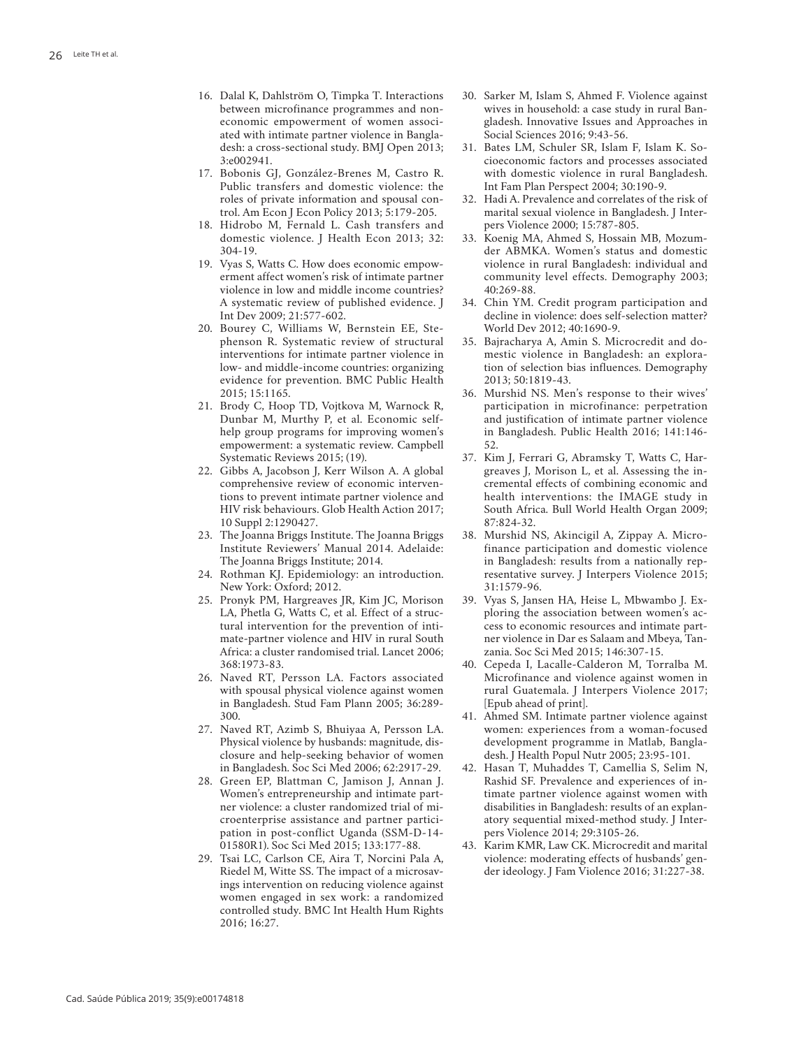16. Dalal K, Dahlström O, Timpka T. Interactions between microfinance programmes and non-economic empowerment of women associated with intimate partner violence in Bangladesh: a cross-sectional study. BMJ Open 2013; 3:e002941.
17. Bobonis GJ, González-Brenes M, Castro R. Public transfers and domestic violence: the roles of private information and spousal control. Am Econ J Econ Policy 2013; 5:179-205.
18. Hidrobo M, Fernald L. Cash transfers and domestic violence. J Health Econ 2013; 32: 304-19.
19. Vyas S, Watts C. How does economic empowerment affect women's risk of intimate partner violence in low and middle income countries? A systematic review of published evidence. J Int Dev 2009; 21:577-602.
20. Bourey C, Williams W, Bernstein EE, Stephenson R. Systematic review of structural interventions for intimate partner violence in low- and middle-income countries: organizing evidence for prevention. BMC Public Health 2015; 15:1165.
21. Brody C, Hoop TD, Vojtkova M, Warnock R, Dunbar M, Murthy P, et al. Economic self-help group programs for improving women's empowerment: a systematic review. Campbell Systematic Reviews 2015; (19).
22. Gibbs A, Jacobson J, Kerr Wilson A. A global comprehensive review of economic interventions to prevent intimate partner violence and HIV risk behaviours. Glob Health Action 2017; 10 Suppl 2:1290427.
23. The Joanna Briggs Institute. The Joanna Briggs Institute Reviewers' Manual 2014. Adelaide: The Joanna Briggs Institute; 2014.
24. Rothman KJ. Epidemiology: an introduction. New York: Oxford; 2012.
25. Pronyk PM, Hargreaves JR, Kim JC, Morison LA, Phetla G, Watts C, et al. Effect of a structural intervention for the prevention of intimate-partner violence and HIV in rural South Africa: a cluster randomised trial. Lancet 2006; 368:1973-83.
26. Naved RT, Persson LA. Factors associated with spousal physical violence against women in Bangladesh. Stud Fam Plann 2005; 36:289-300.
27. Naved RT, Azimb S, Bhuiyaa A, Persson LA. Physical violence by husbands: magnitude, disclosure and help-seeking behavior of women in Bangladesh. Soc Sci Med 2006; 62:2917-29.
28. Green EP, Blattman C, Jamison J, Annan J. Women's entrepreneurship and intimate partner violence: a cluster randomized trial of microenterprise assistance and partner participation in post-conflict Uganda (SSM-D-14-01580R1). Soc Sci Med 2015; 133:177-88.
29. Tsai LC, Carlson CE, Aira T, Norcini Pala A, Riedel M, Witte SS. The impact of a microsavings intervention on reducing violence against women engaged in sex work: a randomized controlled study. BMC Int Health Hum Rights 2016; 16:27.
30. Sarker M, Islam S, Ahmed F. Violence against wives in household: a case study in rural Bangladesh. Innovative Issues and Approaches in Social Sciences 2016; 9:43-56.
31. Bates LM, Schuler SR, Islam F, Islam K. Socioeconomic factors and processes associated with domestic violence in rural Bangladesh. Int Fam Plan Perspect 2004; 30:190-9.
32. Hadi A. Prevalence and correlates of the risk of marital sexual violence in Bangladesh. J Interpers Violence 2000; 15:787-805.
33. Koenig MA, Ahmed S, Hossain MB, Mozumder ABMKA. Women's status and domestic violence in rural Bangladesh: individual and community level effects. Demography 2003; 40:269-88.
34. Chin YM. Credit program participation and decline in violence: does self-selection matter? World Dev 2012; 40:1690-9.
35. Bajracharya A, Amin S. Microcredit and domestic violence in Bangladesh: an exploration of selection bias influences. Demography 2013; 50:1819-43.
36. Murshid NS. Men's response to their wives' participation in microfinance: perpetration and justification of intimate partner violence in Bangladesh. Public Health 2016; 141:146-52.
37. Kim J, Ferrari G, Abramsky T, Watts C, Hargreaves J, Morison L, et al. Assessing the incremental effects of combining economic and health interventions: the IMAGE study in South Africa. Bull World Health Organ 2009; 87:824-32.
38. Murshid NS, Akincigil A, Zippay A. Microfinance participation and domestic violence in Bangladesh: results from a nationally representative survey. J Interpers Violence 2015; 31:1579-96.
39. Vyas S, Jansen HA, Heise L, Mbwambo J. Exploring the association between women's access to economic resources and intimate partner violence in Dar es Salaam and Mbeya, Tanzania. Soc Sci Med 2015; 146:307-15.
40. Cepeda I, Lacalle-Calderon M, Torralba M. Microfinance and violence against women in rural Guatemala. J Interpers Violence 2017; [Epub ahead of print].
41. Ahmed SM. Intimate partner violence against women: experiences from a woman-focused development programme in Matlab, Bangladesh. J Health Popul Nutr 2005; 23:95-101.
42. Hasan T, Muhaddes T, Camellia S, Selim N, Rashid SF. Prevalence and experiences of intimate partner violence against women with disabilities in Bangladesh: results of an explanatory sequential mixed-method study. J Interpers Violence 2014; 29:3105-26.
43. Karim KMR, Law CK. Microcredit and marital violence: moderating effects of husbands' gender ideology. J Fam Violence 2016; 31:227-38.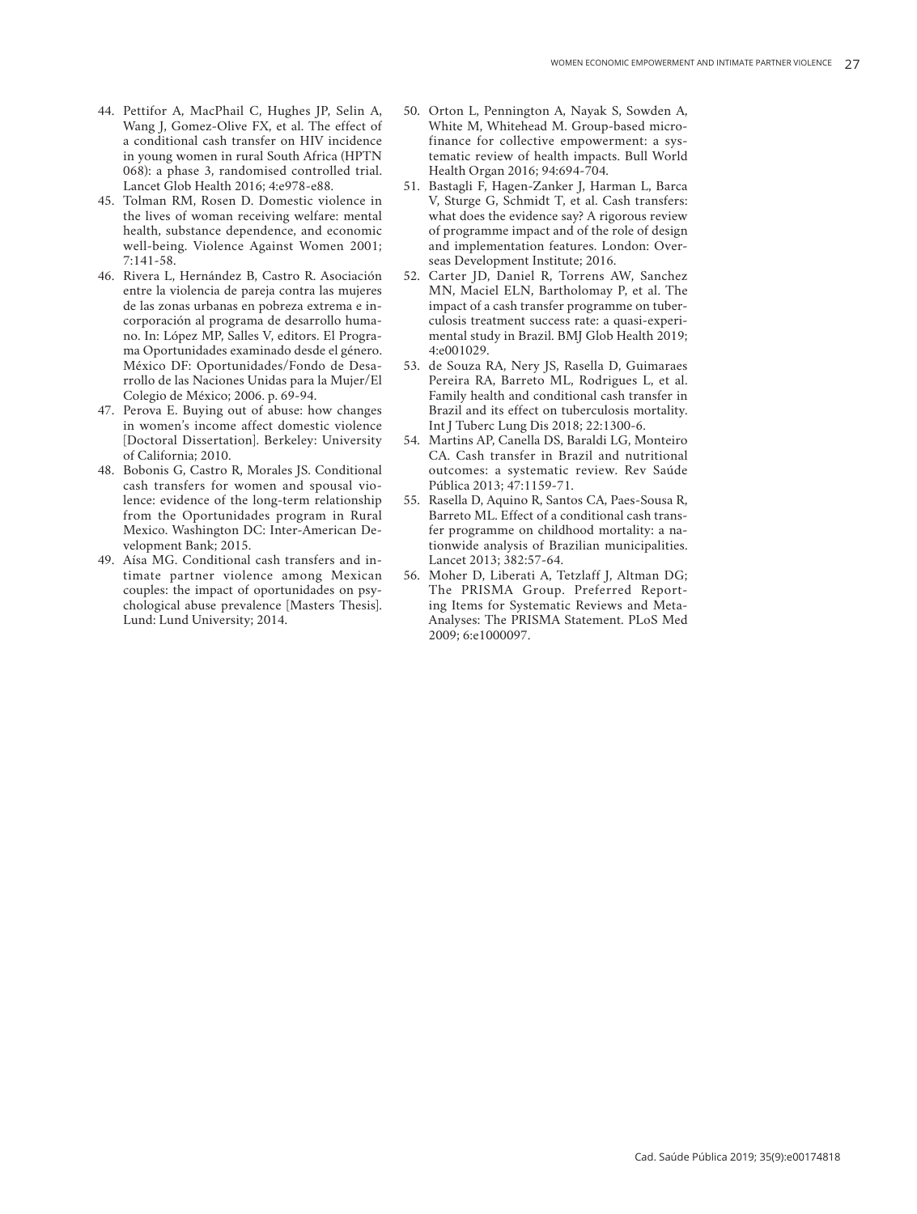44. Pettifor A, MacPhail C, Hughes JP, Selin A, Wang J, Gomez-Olive FX, et al. The effect of a conditional cash transfer on HIV incidence in young women in rural South Africa (HPTN 068): a phase 3, randomised controlled trial. Lancet Glob Health 2016; 4:e978-e88.
45. Tolman RM, Rosen D. Domestic violence in the lives of woman receiving welfare: mental health, substance dependence, and economic well-being. Violence Against Women 2001; 7:141-58.
46. Rivera L, Hernández B, Castro R. Asociación entre la violencia de pareja contra las mujeres de las zonas urbanas en pobreza extrema e incorporación al programa de desarrollo humano. In: López MP, Salles V, editors. El Programa Oportunidades examinado desde el género. México DF: Oportunidades/Fondo de Desarrollo de las Naciones Unidas para la Mujer/El Colegio de México; 2006. p. 69-94.
47. Perova E. Buying out of abuse: how changes in women's income affect domestic violence [Doctoral Dissertation]. Berkeley: University of California; 2010.
48. Bobonis G, Castro R, Morales JS. Conditional cash transfers for women and spousal violence: evidence of the long-term relationship from the Oportunidades program in Rural Mexico. Washington DC: Inter-American Development Bank; 2015.
49. Aísa MG. Conditional cash transfers and intimate partner violence among Mexican couples: the impact of oportunidades on psychological abuse prevalence [Masters Thesis]. Lund: Lund University; 2014.
50. Orton L, Pennington A, Nayak S, Sowden A, White M, Whitehead M. Group-based microfinance for collective empowerment: a systematic review of health impacts. Bull World Health Organ 2016; 94:694-704.
51. Bastagli F, Hagen-Zanker J, Harman L, Barca V, Sturge G, Schmidt T, et al. Cash transfers: what does the evidence say? A rigorous review of programme impact and of the role of design and implementation features. London: Overseas Development Institute; 2016.
52. Carter JD, Daniel R, Torrens AW, Sanchez MN, Maciel ELN, Bartholomay P, et al. The impact of a cash transfer programme on tuberculosis treatment success rate: a quasi-experimental study in Brazil. BMJ Glob Health 2019; 4:e001029.
53. de Souza RA, Nery JS, Rasella D, Guimaraes Pereira RA, Barreto ML, Rodrigues L, et al. Family health and conditional cash transfer in Brazil and its effect on tuberculosis mortality. Int J Tuberc Lung Dis 2018; 22:1300-6.
54. Martins AP, Canella DS, Baraldi LG, Monteiro CA. Cash transfer in Brazil and nutritional outcomes: a systematic review. Rev Saúde Pública 2013; 47:1159-71.
55. Rasella D, Aquino R, Santos CA, Paes-Sousa R, Barreto ML. Effect of a conditional cash transfer programme on childhood mortality: a nationwide analysis of Brazilian municipalities. Lancet 2013; 382:57-64.
56. Moher D, Liberati A, Tetzlaff J, Altman DG; The PRISMA Group. Preferred Reporting Items for Systematic Reviews and Meta-Analyses: The PRISMA Statement. PLoS Med 2009; 6:e1000097.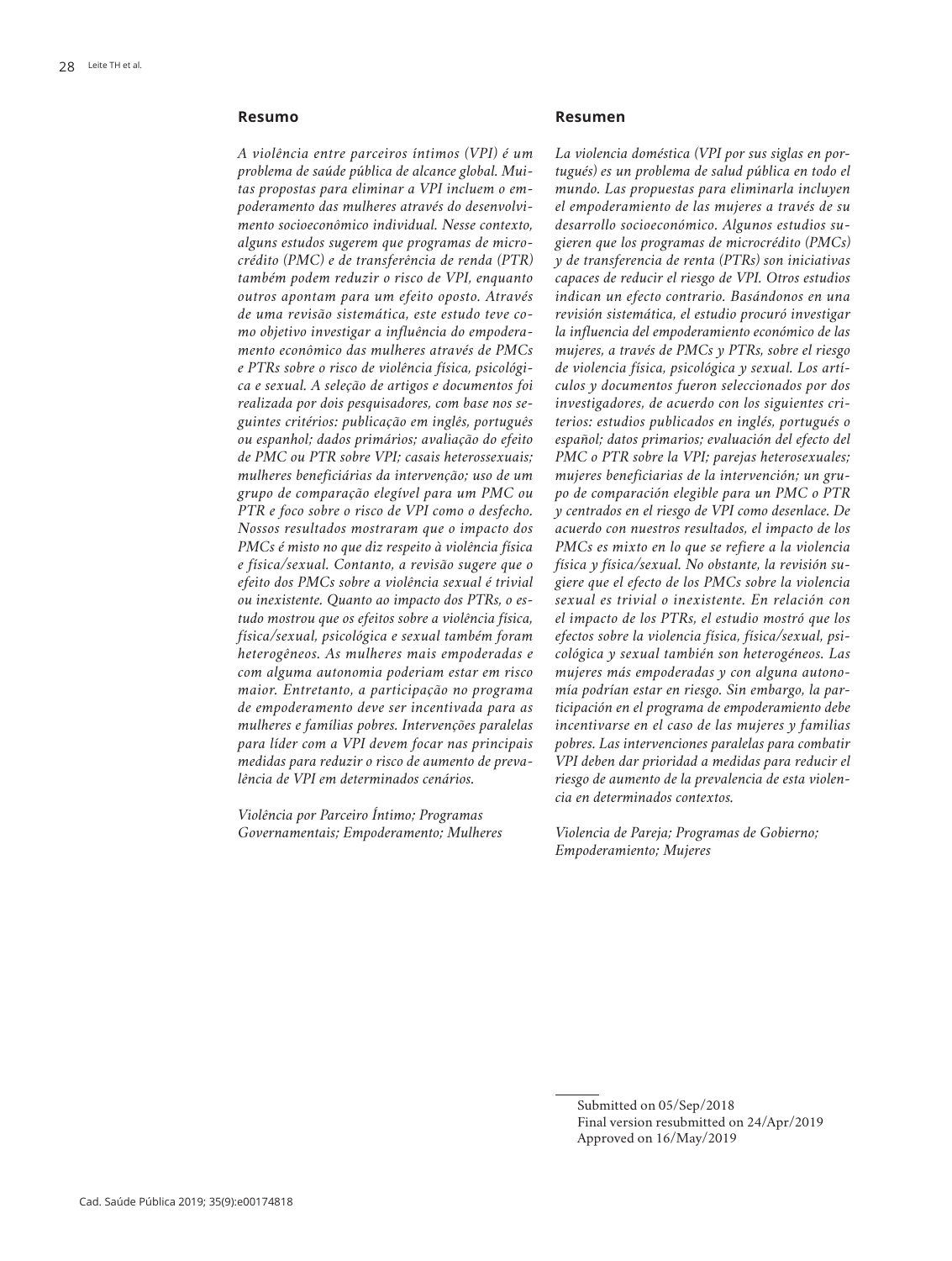## Resumo

*A violência entre parceiros íntimos (VPI) é um problema de saúde pública de alcance global. Muitas propostas para eliminar a VPI incluem o empoderamento das mulheres através do desenvolvimento socioeconômico individual. Nesse contexto, alguns estudos sugerem que programas de microcrédito (PMC) e de transferência de renda (PTR) também podem reduzir o risco de VPI, enquanto outros apontam para um efeito oposto. Através de uma revisão sistemática, este estudo teve como objetivo investigar a influência do empoderamento econômico das mulheres através de PMCs e PTRs sobre o risco de violência física, psicológica e sexual. A seleção de artigos e documentos foi realizada por dois pesquisadores, com base nos seguintes critérios: publicação em inglês, português ou espanhol; dados primários; avaliação do efeito de PMC ou PTR sobre VPI; casais heterossexuais; mulheres beneficiárias da intervenção; uso de um grupo de comparação elegível para um PMC ou PTR e foco sobre o risco de VPI como o desfecho. Nossos resultados mostraram que o impacto dos PMCs é misto no que diz respeito à violência física e física/sexual. Contanto, a revisão sugere que o efeito dos PMCs sobre a violência sexual é trivial ou inexistente. Quanto ao impacto dos PTRs, o estudo mostrou que os efeitos sobre a violência física, física/sexual, psicológica e sexual também foram heterogêneos. As mulheres mais empoderadas e com alguma autonomia poderiam estar em risco maior. Entretanto, a participação no programa de empoderamento deve ser incentivada para as mulheres e famílias pobres. Intervenções paralelas para líder com a VPI devem focar nas principais medidas para reduzir o risco de aumento de prevalência de VPI em determinados cenários.*

*Violência por Parceiro Íntimo; Programas Governamentais; Empoderamento; Mulheres*

## Resumen

*La violencia doméstica (VPI por sus siglas en portugués) es un problema de salud pública en todo el mundo. Las propuestas para eliminarla incluyen el empoderamiento de las mujeres a través de su desarrollo socioeconómico. Algunos estudios sugieren que los programas de microcrédito (PMCs) y de transferencia de renta (PTRs) son iniciativas capaces de reducir el riesgo de VPI. Otros estudios indican un efecto contrario. Basándonos en una revisión sistemática, el estudio procuró investigar la influencia del empoderamiento económico de las mujeres, a través de PMCs y PTRs, sobre el riesgo de violencia física, psicológica y sexual. Los artículos y documentos fueron seleccionados por dos investigadores, de acuerdo con los siguientes criterios: estudios publicados en inglés, portugués o español; datos primarios; evaluación del efecto del PMC o PTR sobre la VPI; parejas heterosexuales; mujeres beneficiarias de la intervención; un grupo de comparación elegible para un PMC o PTR y centrados en el riesgo de VPI como desenlace. De acuerdo con nuestros resultados, el impacto de los PMCs es mixto en lo que se refiere a la violencia física y física/sexual. No obstante, la revisión sugiere que el efecto de los PMCs sobre la violencia sexual es trivial o inexistente. En relación con el impacto de los PTRs, el estudio mostró que los efectos sobre la violencia física, física/sexual, psicológica y sexual también son heterogéneos. Las mujeres más empoderadas y con alguna autonomía podrían estar en riesgo. Sin embargo, la participación en el programa de empoderamiento debe incentivarse en el caso de las mujeres y familias pobres. Las intervenciones paralelas para combatir VPI deben dar prioridad a medidas para reducir el riesgo de aumento de la prevalencia de esta violencia en determinados contextos.*

*Violencia de Pareja; Programas de Gobierno; Empoderamiento; Mujeres*

Submitted on 05/Sep/2018
Final version resubmitted on 24/Apr/2019
Approved on 16/May/2019